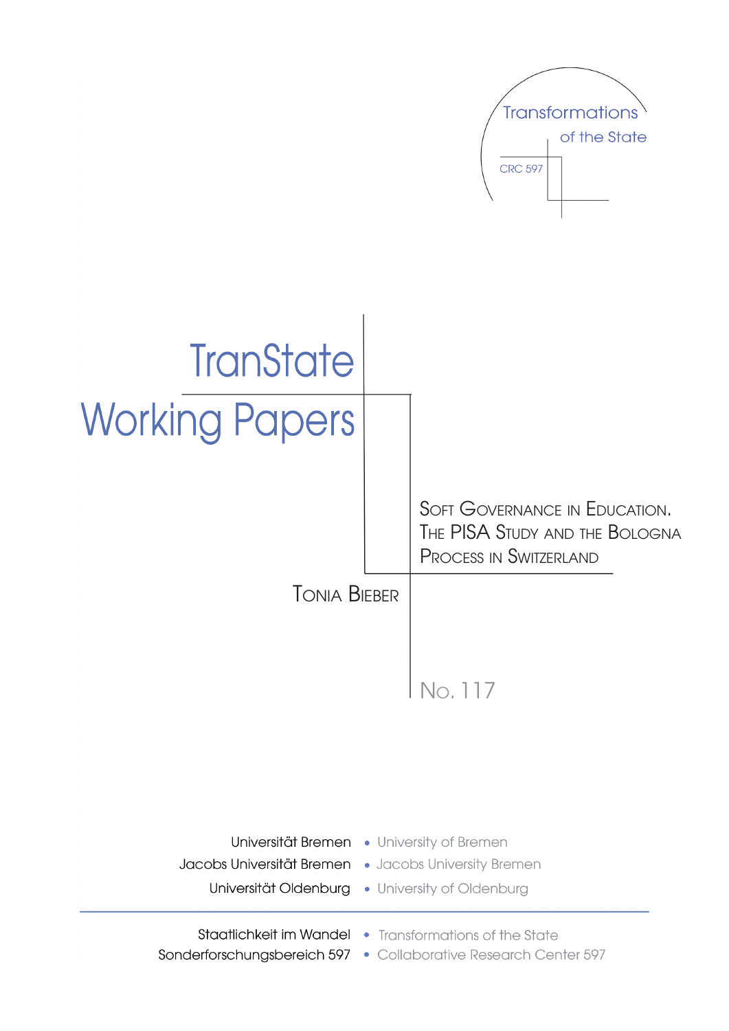Transformations of the State

CRC 597

# TranState Working Papers

## Soft Governance in Education. The PISA Study and the Bologna Process in Switzerland

Tonia Bieber

No. 117

Universität Bremen • University of Bremen

Jacobs Universität Bremen • Jacobs University Bremen

Universität Oldenburg • University of Oldenburg

Staatlichkeit im Wandel • Transformations of the State

Sonderforschungsbereich 597 • Collaborative Research Center 597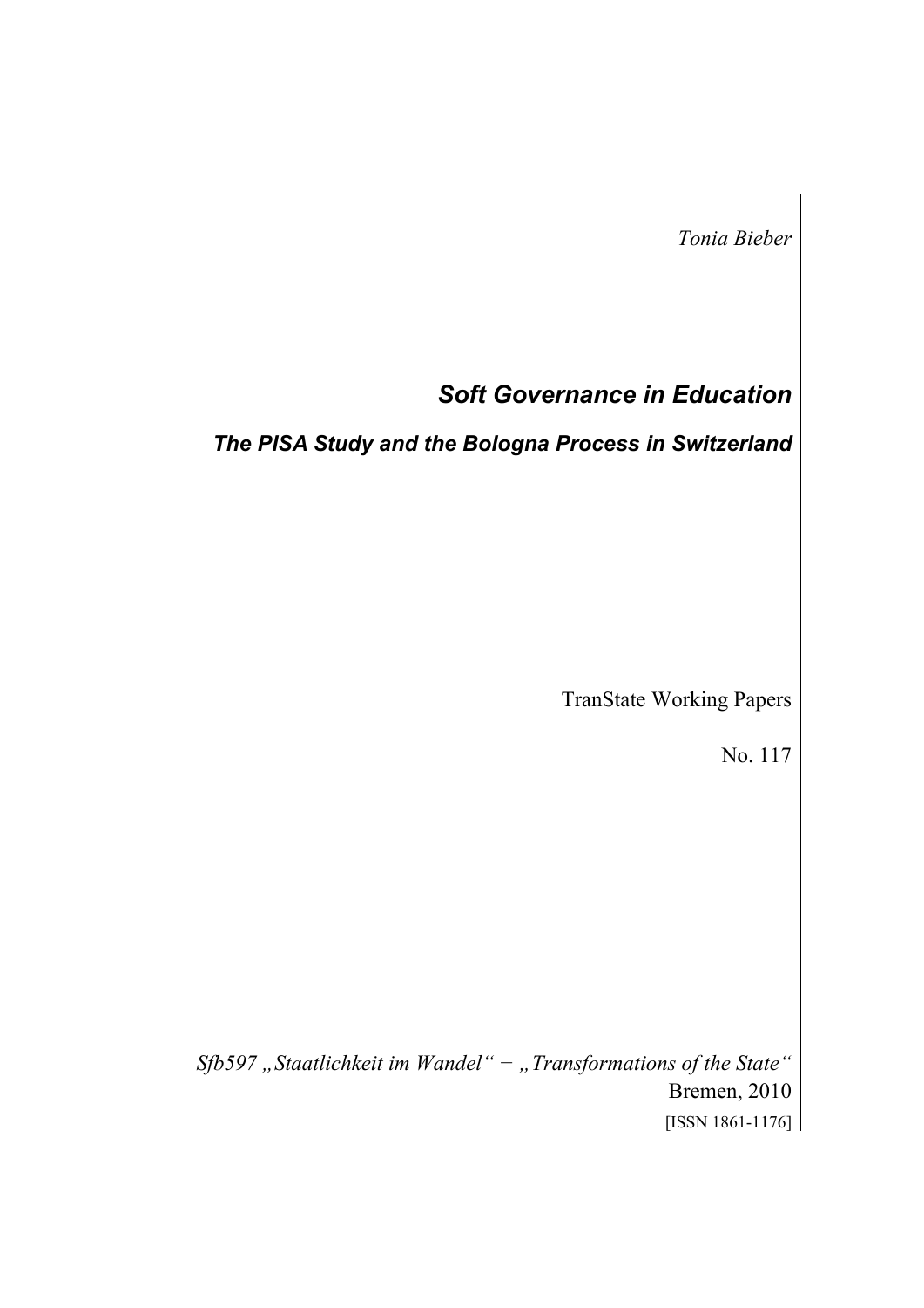*Tonia Bieber*

# *Soft Governance in Education*

## *The PISA Study and the Bologna Process in Switzerland*

TranState Working Papers

No. 117

*Sfb597 „Staatlichkeit im Wandel" − „Transformations of the State"*
Bremen, 2010
[ISSN 1861-1176]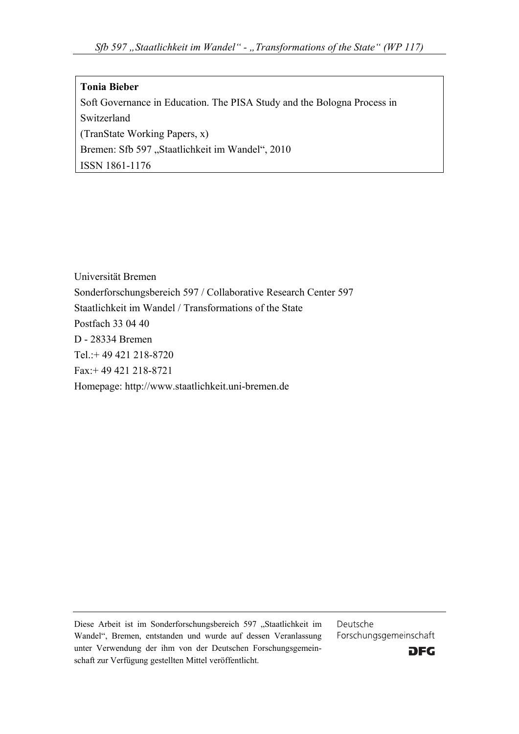**Tonia Bieber**

Soft Governance in Education. The PISA Study and the Bologna Process in Switzerland

(TranState Working Papers, x)

Bremen: Sfb 597 „Staatlichkeit im Wandel", 2010

ISSN 1861-1176

Universität Bremen

Sonderforschungsbereich 597 / Collaborative Research Center 597

Staatlichkeit im Wandel / Transformations of the State

Postfach 33 04 40

D - 28334 Bremen

Tel.:+ 49 421 218-8720

Fax:+ 49 421 218-8721

Homepage: http://www.staatlichkeit.uni-bremen.de

Diese Arbeit ist im Sonderforschungsbereich 597 „Staatlichkeit im Wandel", Bremen, entstanden und wurde auf dessen Veranlassung unter Verwendung der ihm von der Deutschen Forschungsgemeinschaft zur Verfügung gestellten Mittel veröffentlicht.

Deutsche Forschungsgemeinschaft

DFG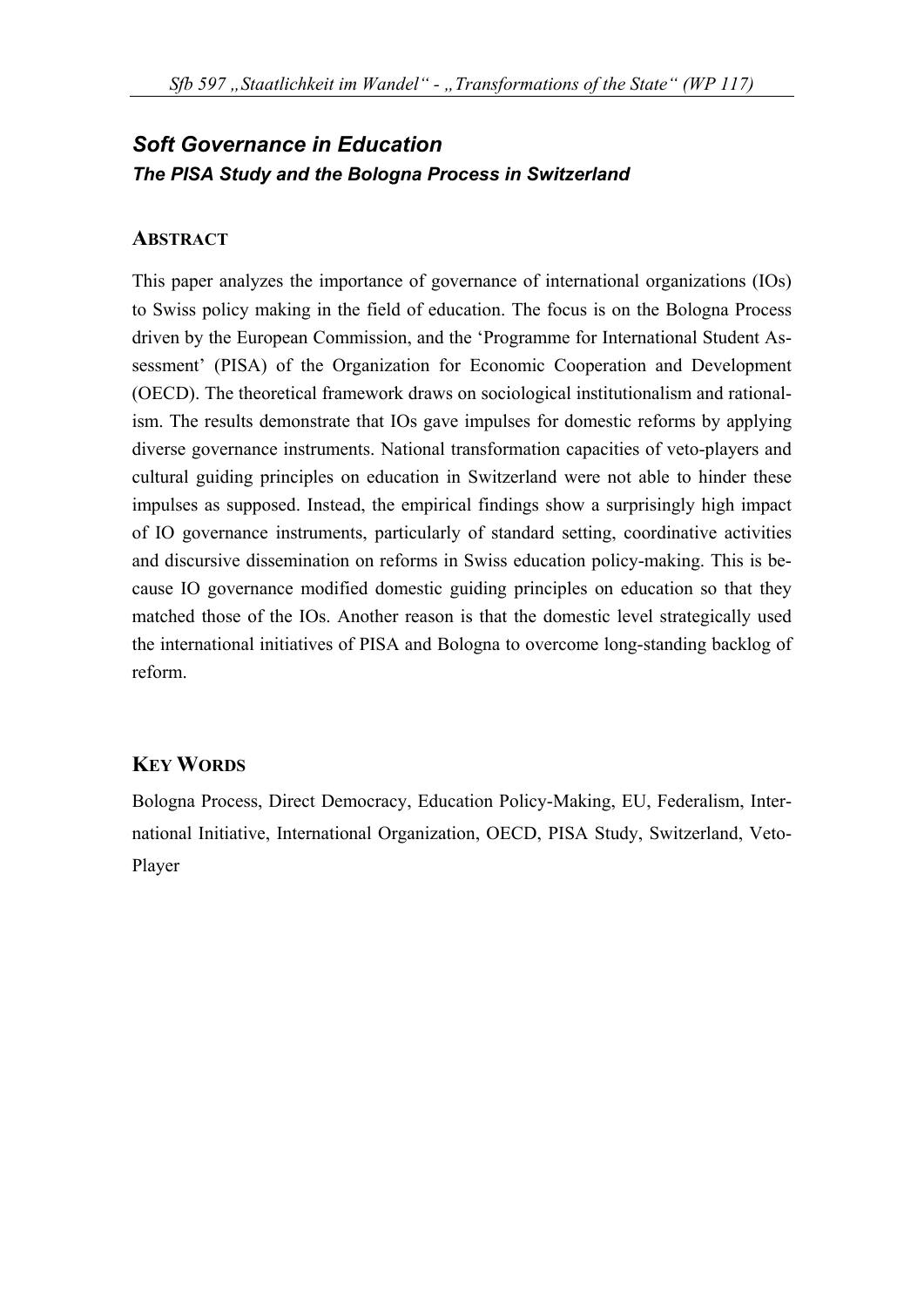## *Soft Governance in Education*

### *The PISA Study and the Bologna Process in Switzerland*

### ABSTRACT

This paper analyzes the importance of governance of international organizations (IOs) to Swiss policy making in the field of education. The focus is on the Bologna Process driven by the European Commission, and the 'Programme for International Student Assessment' (PISA) of the Organization for Economic Cooperation and Development (OECD). The theoretical framework draws on sociological institutionalism and rationalism. The results demonstrate that IOs gave impulses for domestic reforms by applying diverse governance instruments. National transformation capacities of veto-players and cultural guiding principles on education in Switzerland were not able to hinder these impulses as supposed. Instead, the empirical findings show a surprisingly high impact of IO governance instruments, particularly of standard setting, coordinative activities and discursive dissemination on reforms in Swiss education policy-making. This is because IO governance modified domestic guiding principles on education so that they matched those of the IOs. Another reason is that the domestic level strategically used the international initiatives of PISA and Bologna to overcome long-standing backlog of reform.

### KEY WORDS

Bologna Process, Direct Democracy, Education Policy-Making, EU, Federalism, International Initiative, International Organization, OECD, PISA Study, Switzerland, Veto-Player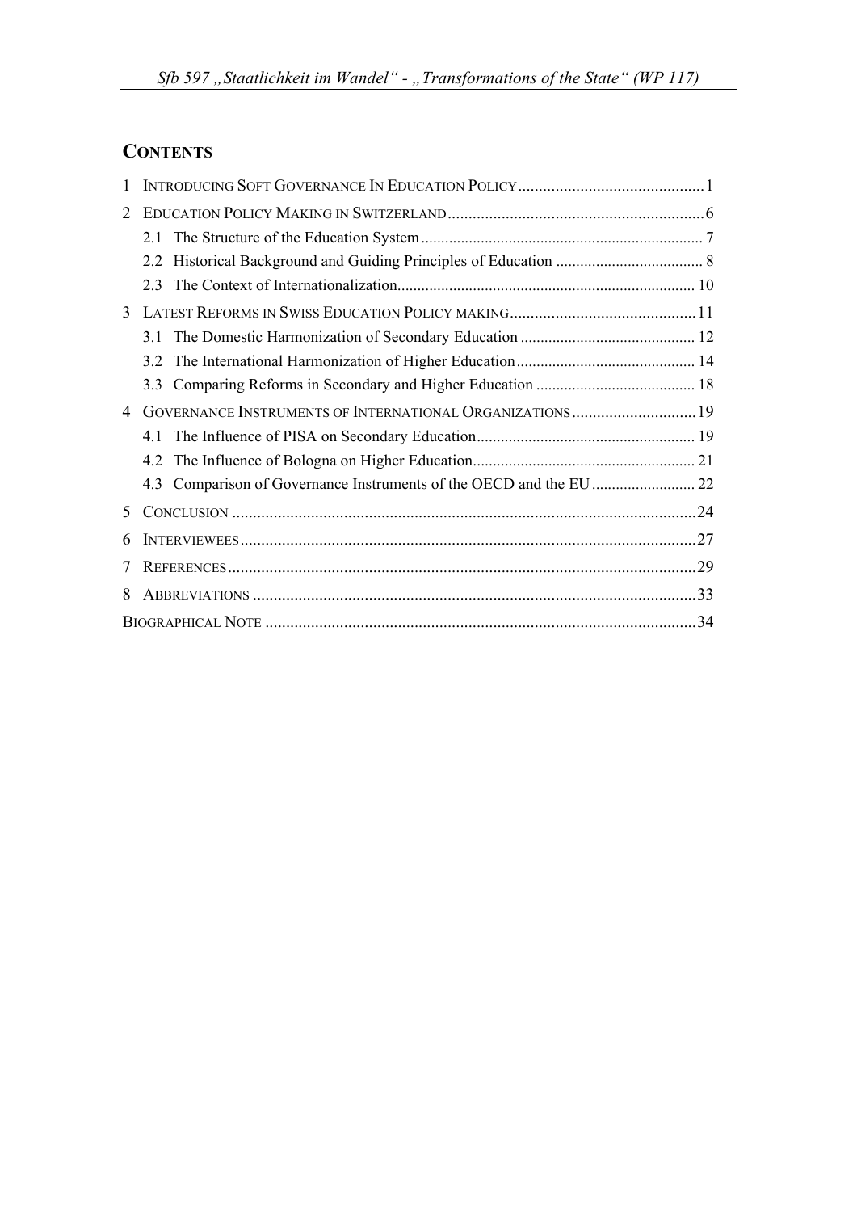## Contents

1 Introducing Soft Governance In Education Policy ....................................................1

2 Education Policy Making in Switzerland ....................................................6

- 2.1 The Structure of the Education System ....................................................7
- 2.2 Historical Background and Guiding Principles of Education ....................................................8
- 2.3 The Context of Internationalization....................................................10

3 Latest Reforms in Swiss Education Policy making ....................................................11

- 3.1 The Domestic Harmonization of Secondary Education ....................................................12
- 3.2 The International Harmonization of Higher Education....................................................14
- 3.3 Comparing Reforms in Secondary and Higher Education ....................................................18

4 Governance Instruments of International Organizations ....................................................19

- 4.1 The Influence of PISA on Secondary Education....................................................19
- 4.2 The Influence of Bologna on Higher Education....................................................21
- 4.3 Comparison of Governance Instruments of the OECD and the EU ....................................................22

5 Conclusion ....................................................24

6 Interviewees....................................................27

7 References....................................................29

8 Abbreviations ....................................................33

Biographical Note ....................................................34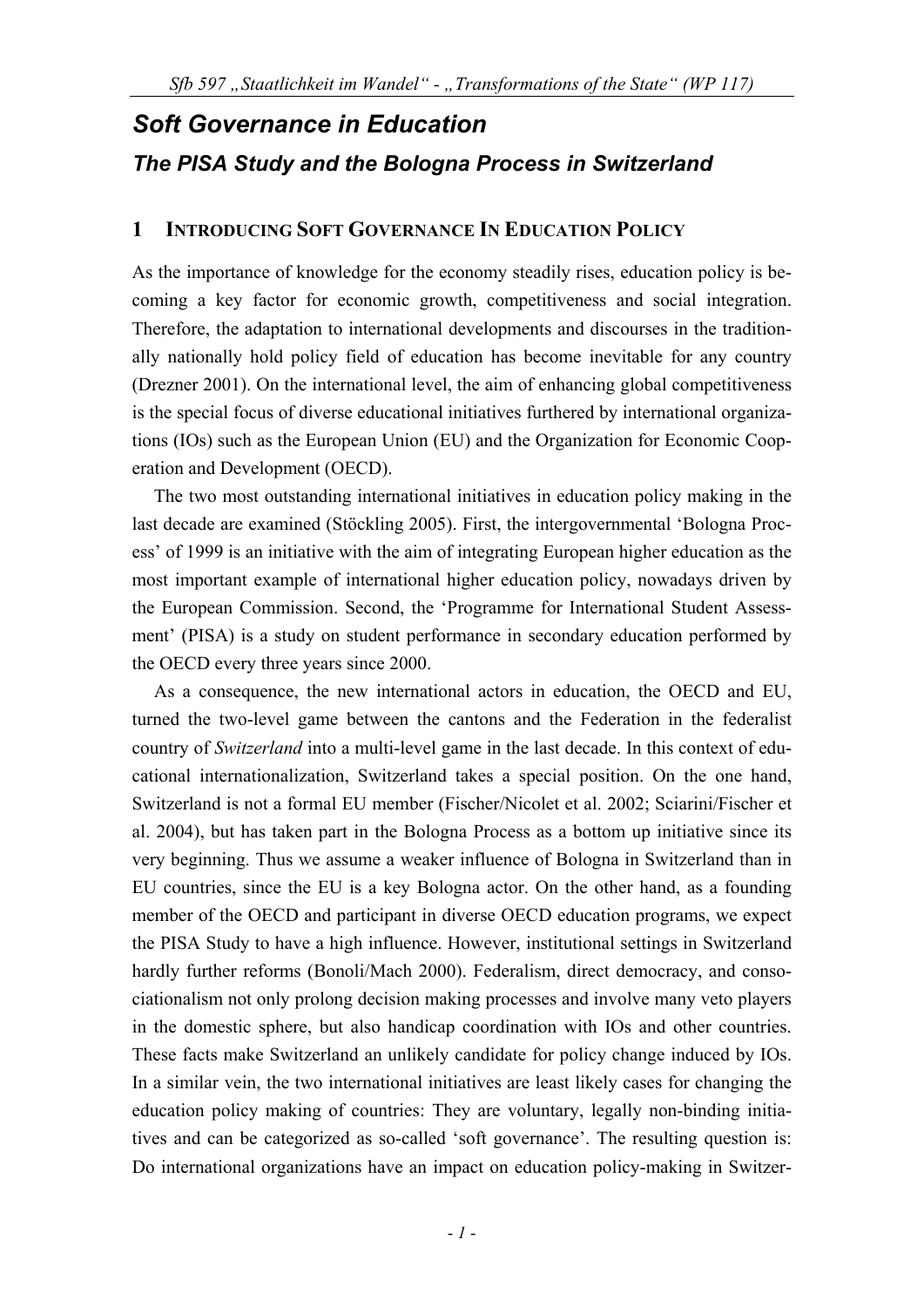# *Soft Governance in Education*

## *The PISA Study and the Bologna Process in Switzerland*

### 1 INTRODUCING SOFT GOVERNANCE IN EDUCATION POLICY

As the importance of knowledge for the economy steadily rises, education policy is becoming a key factor for economic growth, competitiveness and social integration. Therefore, the adaptation to international developments and discourses in the traditionally nationally hold policy field of education has become inevitable for any country (Drezner 2001). On the international level, the aim of enhancing global competitiveness is the special focus of diverse educational initiatives furthered by international organizations (IOs) such as the European Union (EU) and the Organization for Economic Cooperation and Development (OECD).

The two most outstanding international initiatives in education policy making in the last decade are examined (Stöckling 2005). First, the intergovernmental 'Bologna Process' of 1999 is an initiative with the aim of integrating European higher education as the most important example of international higher education policy, nowadays driven by the European Commission. Second, the 'Programme for International Student Assessment' (PISA) is a study on student performance in secondary education performed by the OECD every three years since 2000.

As a consequence, the new international actors in education, the OECD and EU, turned the two-level game between the cantons and the Federation in the federalist country of *Switzerland* into a multi-level game in the last decade. In this context of educational internationalization, Switzerland takes a special position. On the one hand, Switzerland is not a formal EU member (Fischer/Nicolet et al. 2002; Sciarini/Fischer et al. 2004), but has taken part in the Bologna Process as a bottom up initiative since its very beginning. Thus we assume a weaker influence of Bologna in Switzerland than in EU countries, since the EU is a key Bologna actor. On the other hand, as a founding member of the OECD and participant in diverse OECD education programs, we expect the PISA Study to have a high influence. However, institutional settings in Switzerland hardly further reforms (Bonoli/Mach 2000). Federalism, direct democracy, and consociationalism not only prolong decision making processes and involve many veto players in the domestic sphere, but also handicap coordination with IOs and other countries. These facts make Switzerland an unlikely candidate for policy change induced by IOs. In a similar vein, the two international initiatives are least likely cases for changing the education policy making of countries: They are voluntary, legally non-binding initiatives and can be categorized as so-called 'soft governance'. The resulting question is: Do international organizations have an impact on education policy-making in Switzer-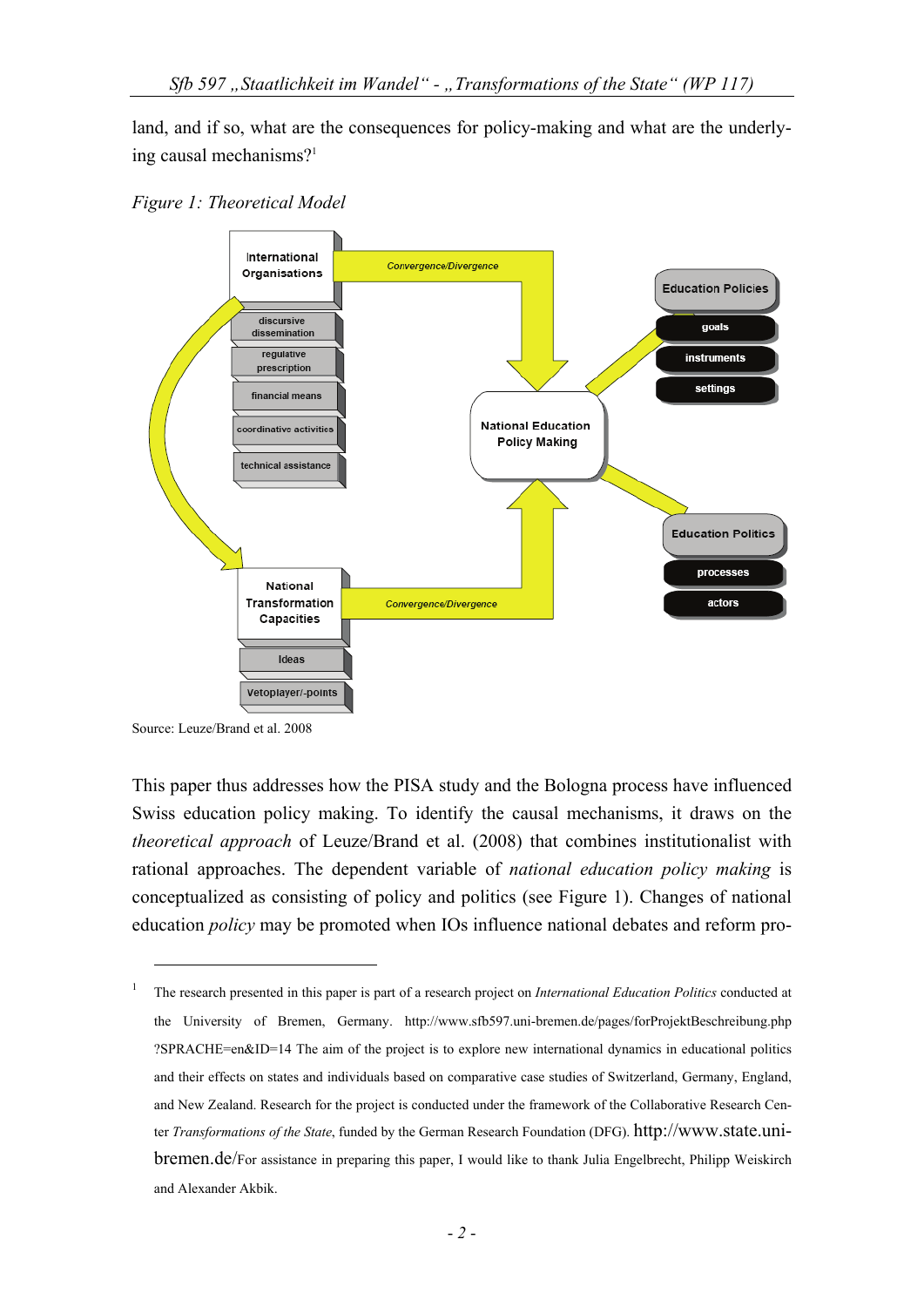land, and if so, what are the consequences for policy-making and what are the underlying causal mechanisms?[1]

*Figure 1: Theoretical Model*

Source: Leuze/Brand et al. 2008

This paper thus addresses how the PISA study and the Bologna process have influenced Swiss education policy making. To identify the causal mechanisms, it draws on the *theoretical approach* of Leuze/Brand et al. (2008) that combines institutionalist with rational approaches. The dependent variable of *national education policy making* is conceptualized as consisting of policy and politics (see Figure 1). Changes of national education *policy* may be promoted when IOs influence national debates and reform pro-

---

[1] The research presented in this paper is part of a research project on *International Education Politics* conducted at the University of Bremen, Germany. http://www.sfb597.uni-bremen.de/pages/forProjektBeschreibung.php?SPRACHE=en&ID=14 The aim of the project is to explore new international dynamics in educational politics and their effects on states and individuals based on comparative case studies of Switzerland, Germany, England, and New Zealand. Research for the project is conducted under the framework of the Collaborative Research Center *Transformations of the State*, funded by the German Research Foundation (DFG). http://www.state.uni-bremen.de/For assistance in preparing this paper, I would like to thank Julia Engelbrecht, Philipp Weiskirch and Alexander Akbik.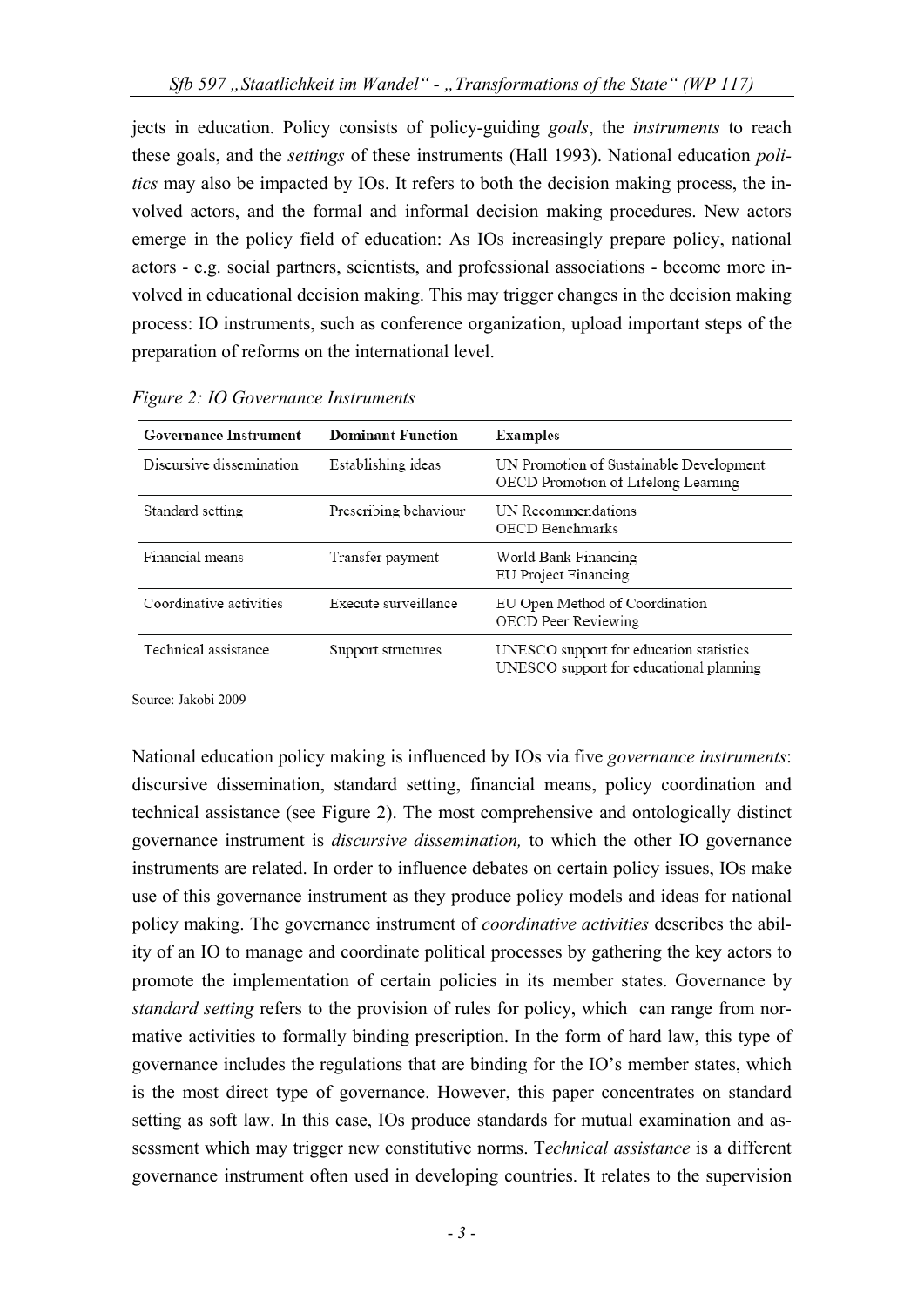jects in education. Policy consists of policy-guiding *goals*, the *instruments* to reach these goals, and the *settings* of these instruments (Hall 1993). National education *politics* may also be impacted by IOs. It refers to both the decision making process, the involved actors, and the formal and informal decision making procedures. New actors emerge in the policy field of education: As IOs increasingly prepare policy, national actors - e.g. social partners, scientists, and professional associations - become more involved in educational decision making. This may trigger changes in the decision making process: IO instruments, such as conference organization, upload important steps of the preparation of reforms on the international level.

*Figure 2: IO Governance Instruments*

| Governance Instrument | Dominant Function | Examples |
|---|---|---|
| Discursive dissemination | Establishing ideas | UN Promotion of Sustainable Development<br>OECD Promotion of Lifelong Learning |
| Standard setting | Prescribing behaviour | UN Recommendations<br>OECD Benchmarks |
| Financial means | Transfer payment | World Bank Financing<br>EU Project Financing |
| Coordinative activities | Execute surveillance | EU Open Method of Coordination<br>OECD Peer Reviewing |
| Technical assistance | Support structures | UNESCO support for education statistics<br>UNESCO support for educational planning |

Source: Jakobi 2009

National education policy making is influenced by IOs via five *governance instruments*: discursive dissemination, standard setting, financial means, policy coordination and technical assistance (see Figure 2). The most comprehensive and ontologically distinct governance instrument is *discursive dissemination,* to which the other IO governance instruments are related. In order to influence debates on certain policy issues, IOs make use of this governance instrument as they produce policy models and ideas for national policy making. The governance instrument of *coordinative activities* describes the ability of an IO to manage and coordinate political processes by gathering the key actors to promote the implementation of certain policies in its member states. Governance by *standard setting* refers to the provision of rules for policy, which can range from normative activities to formally binding prescription. In the form of hard law, this type of governance includes the regulations that are binding for the IO's member states, which is the most direct type of governance. However, this paper concentrates on standard setting as soft law. In this case, IOs produce standards for mutual examination and assessment which may trigger new constitutive norms. T*echnical assistance* is a different governance instrument often used in developing countries. It relates to the supervision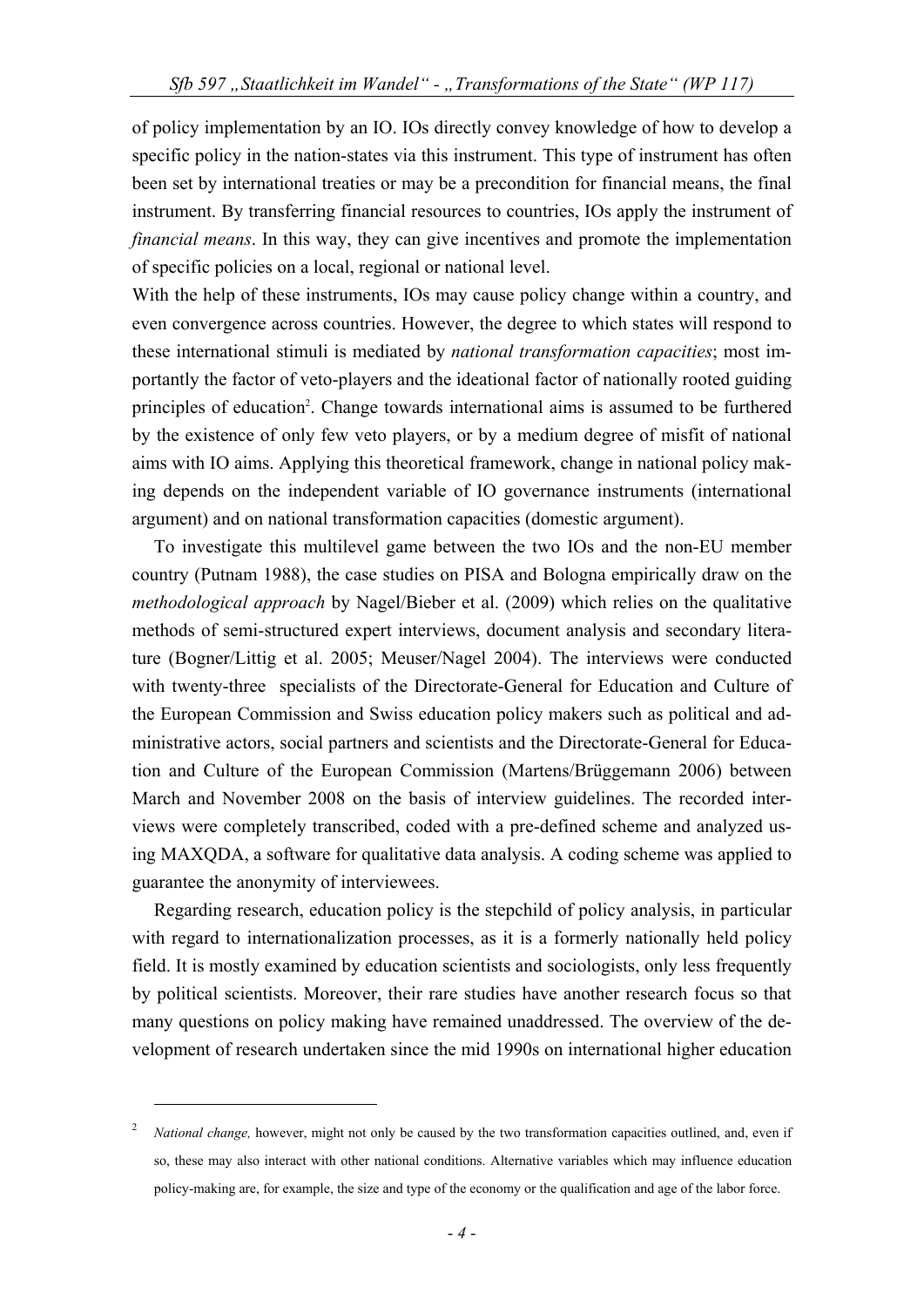of policy implementation by an IO. IOs directly convey knowledge of how to develop a specific policy in the nation-states via this instrument. This type of instrument has often been set by international treaties or may be a precondition for financial means, the final instrument. By transferring financial resources to countries, IOs apply the instrument of *financial means*. In this way, they can give incentives and promote the implementation of specific policies on a local, regional or national level.

With the help of these instruments, IOs may cause policy change within a country, and even convergence across countries. However, the degree to which states will respond to these international stimuli is mediated by *national transformation capacities*; most importantly the factor of veto-players and the ideational factor of nationally rooted guiding principles of education[2]. Change towards international aims is assumed to be furthered by the existence of only few veto players, or by a medium degree of misfit of national aims with IO aims. Applying this theoretical framework, change in national policy making depends on the independent variable of IO governance instruments (international argument) and on national transformation capacities (domestic argument).

To investigate this multilevel game between the two IOs and the non-EU member country (Putnam 1988), the case studies on PISA and Bologna empirically draw on the *methodological approach* by Nagel/Bieber et al. (2009) which relies on the qualitative methods of semi-structured expert interviews, document analysis and secondary literature (Bogner/Littig et al. 2005; Meuser/Nagel 2004). The interviews were conducted with twenty-three specialists of the Directorate-General for Education and Culture of the European Commission and Swiss education policy makers such as political and administrative actors, social partners and scientists and the Directorate-General for Education and Culture of the European Commission (Martens/Brüggemann 2006) between March and November 2008 on the basis of interview guidelines. The recorded interviews were completely transcribed, coded with a pre-defined scheme and analyzed using MAXQDA, a software for qualitative data analysis. A coding scheme was applied to guarantee the anonymity of interviewees.

Regarding research, education policy is the stepchild of policy analysis, in particular with regard to internationalization processes, as it is a formerly nationally held policy field. It is mostly examined by education scientists and sociologists, only less frequently by political scientists. Moreover, their rare studies have another research focus so that many questions on policy making have remained unaddressed. The overview of the development of research undertaken since the mid 1990s on international higher education

---

[2] *National change,* however, might not only be caused by the two transformation capacities outlined, and, even if so, these may also interact with other national conditions. Alternative variables which may influence education policy-making are, for example, the size and type of the economy or the qualification and age of the labor force.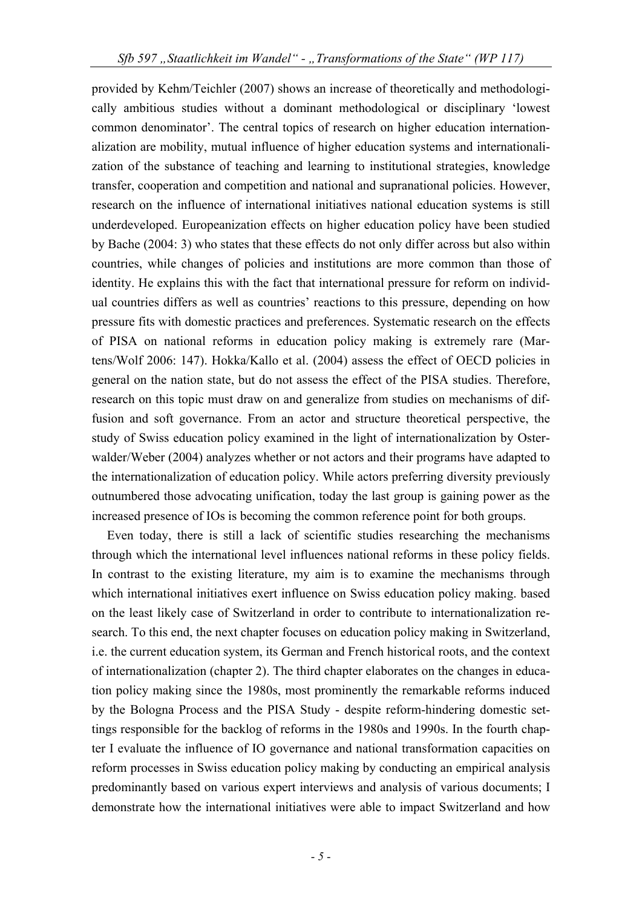provided by Kehm/Teichler (2007) shows an increase of theoretically and methodologically ambitious studies without a dominant methodological or disciplinary 'lowest common denominator'. The central topics of research on higher education internationalization are mobility, mutual influence of higher education systems and internationalization of the substance of teaching and learning to institutional strategies, knowledge transfer, cooperation and competition and national and supranational policies. However, research on the influence of international initiatives national education systems is still underdeveloped. Europeanization effects on higher education policy have been studied by Bache (2004: 3) who states that these effects do not only differ across but also within countries, while changes of policies and institutions are more common than those of identity. He explains this with the fact that international pressure for reform on individual countries differs as well as countries' reactions to this pressure, depending on how pressure fits with domestic practices and preferences. Systematic research on the effects of PISA on national reforms in education policy making is extremely rare (Martens/Wolf 2006: 147). Hokka/Kallo et al. (2004) assess the effect of OECD policies in general on the nation state, but do not assess the effect of the PISA studies. Therefore, research on this topic must draw on and generalize from studies on mechanisms of diffusion and soft governance. From an actor and structure theoretical perspective, the study of Swiss education policy examined in the light of internationalization by Osterwalder/Weber (2004) analyzes whether or not actors and their programs have adapted to the internationalization of education policy. While actors preferring diversity previously outnumbered those advocating unification, today the last group is gaining power as the increased presence of IOs is becoming the common reference point for both groups.

Even today, there is still a lack of scientific studies researching the mechanisms through which the international level influences national reforms in these policy fields. In contrast to the existing literature, my aim is to examine the mechanisms through which international initiatives exert influence on Swiss education policy making. based on the least likely case of Switzerland in order to contribute to internationalization research. To this end, the next chapter focuses on education policy making in Switzerland, i.e. the current education system, its German and French historical roots, and the context of internationalization (chapter 2). The third chapter elaborates on the changes in education policy making since the 1980s, most prominently the remarkable reforms induced by the Bologna Process and the PISA Study - despite reform-hindering domestic settings responsible for the backlog of reforms in the 1980s and 1990s. In the fourth chapter I evaluate the influence of IO governance and national transformation capacities on reform processes in Swiss education policy making by conducting an empirical analysis predominantly based on various expert interviews and analysis of various documents; I demonstrate how the international initiatives were able to impact Switzerland and how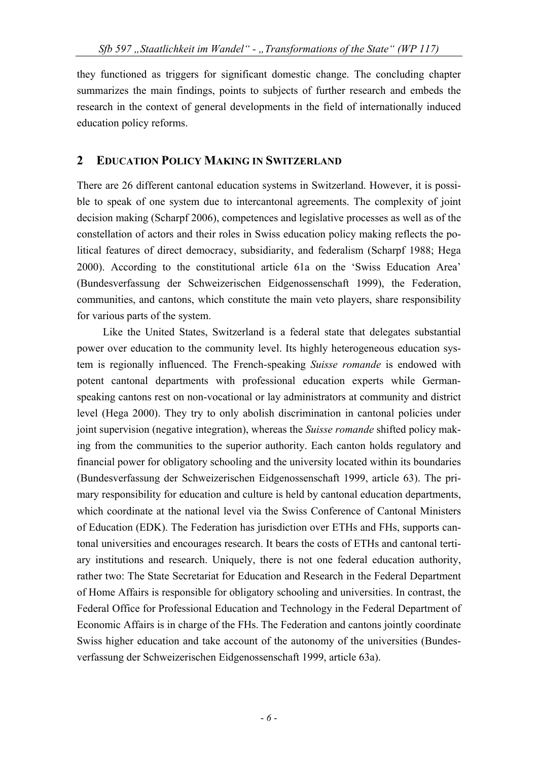they functioned as triggers for significant domestic change. The concluding chapter summarizes the main findings, points to subjects of further research and embeds the research in the context of general developments in the field of internationally induced education policy reforms.

## 2 EDUCATION POLICY MAKING IN SWITZERLAND

There are 26 different cantonal education systems in Switzerland. However, it is possible to speak of one system due to intercantonal agreements. The complexity of joint decision making (Scharpf 2006), competences and legislative processes as well as of the constellation of actors and their roles in Swiss education policy making reflects the political features of direct democracy, subsidiarity, and federalism (Scharpf 1988; Hega 2000). According to the constitutional article 61a on the 'Swiss Education Area' (Bundesverfassung der Schweizerischen Eidgenossenschaft 1999), the Federation, communities, and cantons, which constitute the main veto players, share responsibility for various parts of the system.

Like the United States, Switzerland is a federal state that delegates substantial power over education to the community level. Its highly heterogeneous education system is regionally influenced. The French-speaking *Suisse romande* is endowed with potent cantonal departments with professional education experts while German-speaking cantons rest on non-vocational or lay administrators at community and district level (Hega 2000). They try to only abolish discrimination in cantonal policies under joint supervision (negative integration), whereas the *Suisse romande* shifted policy making from the communities to the superior authority. Each canton holds regulatory and financial power for obligatory schooling and the university located within its boundaries (Bundesverfassung der Schweizerischen Eidgenossenschaft 1999, article 63). The primary responsibility for education and culture is held by cantonal education departments, which coordinate at the national level via the Swiss Conference of Cantonal Ministers of Education (EDK). The Federation has jurisdiction over ETHs and FHs, supports cantonal universities and encourages research. It bears the costs of ETHs and cantonal tertiary institutions and research. Uniquely, there is not one federal education authority, rather two: The State Secretariat for Education and Research in the Federal Department of Home Affairs is responsible for obligatory schooling and universities. In contrast, the Federal Office for Professional Education and Technology in the Federal Department of Economic Affairs is in charge of the FHs. The Federation and cantons jointly coordinate Swiss higher education and take account of the autonomy of the universities (Bundesverfassung der Schweizerischen Eidgenossenschaft 1999, article 63a).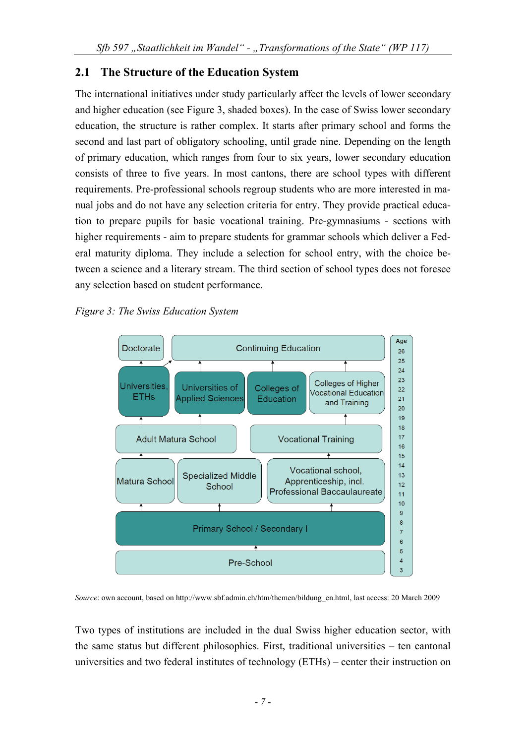## 2.1 The Structure of the Education System

The international initiatives under study particularly affect the levels of lower secondary and higher education (see Figure 3, shaded boxes). In the case of Swiss lower secondary education, the structure is rather complex. It starts after primary school and forms the second and last part of obligatory schooling, until grade nine. Depending on the length of primary education, which ranges from four to six years, lower secondary education consists of three to five years. In most cantons, there are school types with different requirements. Pre-professional schools regroup students who are more interested in manual jobs and do not have any selection criteria for entry. They provide practical education to prepare pupils for basic vocational training. Pre-gymnasiums - sections with higher requirements - aim to prepare students for grammar schools which deliver a Federal maturity diploma. They include a selection for school entry, with the choice between a science and a literary stream. The third section of school types does not foresee any selection based on student performance.

*Figure 3: The Swiss Education System*

Doctorate | Continuing Education

Universities, ETHs | Universities of Applied Sciences | Colleges of Education | Colleges of Higher Vocational Education and Training

Adult Matura School | Vocational Training

Matura School | Specialized Middle School | Vocational school, Apprenticeship, incl. Professional Baccaulaureate

Primary School / Secondary I

Pre-School

Age: 26, 25, 24, 23, 22, 21, 20, 19, 18, 17, 16, 15, 14, 13, 12, 11, 10, 9, 8, 7, 6, 5, 4, 3

*Source*: own account, based on http://www.sbf.admin.ch/htm/themen/bildung_en.html, last access: 20 March 2009

Two types of institutions are included in the dual Swiss higher education sector, with the same status but different philosophies. First, traditional universities – ten cantonal universities and two federal institutes of technology (ETHs) – center their instruction on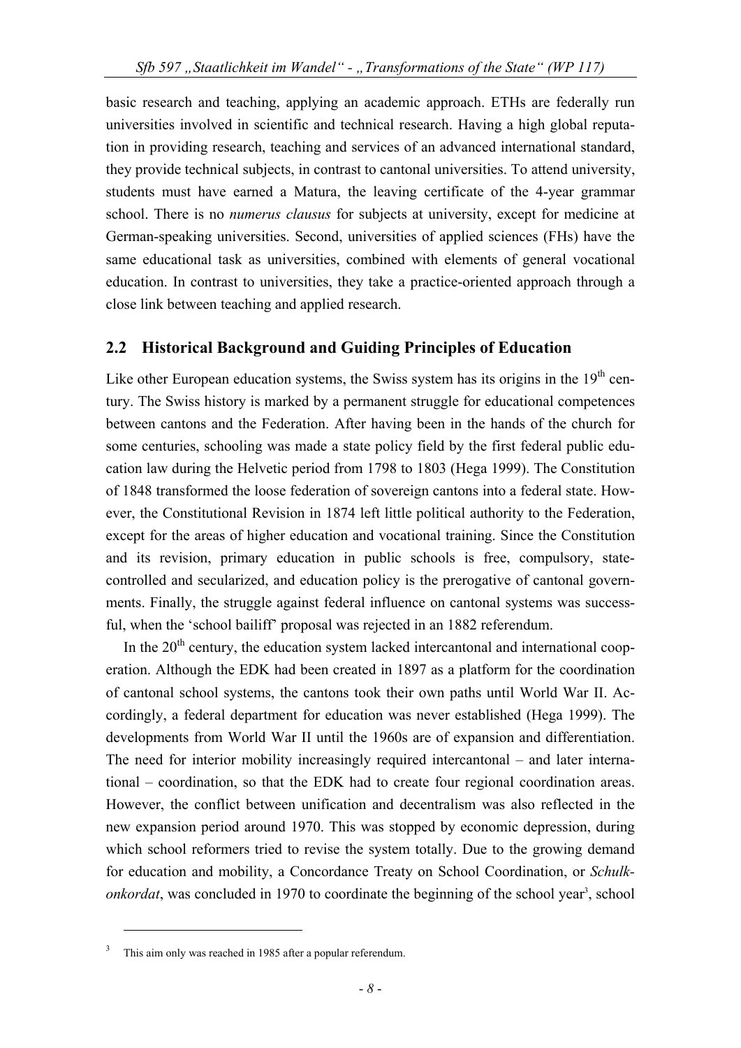basic research and teaching, applying an academic approach. ETHs are federally run universities involved in scientific and technical research. Having a high global reputation in providing research, teaching and services of an advanced international standard, they provide technical subjects, in contrast to cantonal universities. To attend university, students must have earned a Matura, the leaving certificate of the 4-year grammar school. There is no *numerus clausus* for subjects at university, except for medicine at German-speaking universities. Second, universities of applied sciences (FHs) have the same educational task as universities, combined with elements of general vocational education. In contrast to universities, they take a practice-oriented approach through a close link between teaching and applied research.

## 2.2 Historical Background and Guiding Principles of Education

Like other European education systems, the Swiss system has its origins in the 19th century. The Swiss history is marked by a permanent struggle for educational competences between cantons and the Federation. After having been in the hands of the church for some centuries, schooling was made a state policy field by the first federal public education law during the Helvetic period from 1798 to 1803 (Hega 1999). The Constitution of 1848 transformed the loose federation of sovereign cantons into a federal state. However, the Constitutional Revision in 1874 left little political authority to the Federation, except for the areas of higher education and vocational training. Since the Constitution and its revision, primary education in public schools is free, compulsory, state-controlled and secularized, and education policy is the prerogative of cantonal governments. Finally, the struggle against federal influence on cantonal systems was successful, when the 'school bailiff' proposal was rejected in an 1882 referendum.

In the 20th century, the education system lacked intercantonal and international cooperation. Although the EDK had been created in 1897 as a platform for the coordination of cantonal school systems, the cantons took their own paths until World War II. Accordingly, a federal department for education was never established (Hega 1999). The developments from World War II until the 1960s are of expansion and differentiation. The need for interior mobility increasingly required intercantonal – and later international – coordination, so that the EDK had to create four regional coordination areas. However, the conflict between unification and decentralism was also reflected in the new expansion period around 1970. This was stopped by economic depression, during which school reformers tried to revise the system totally. Due to the growing demand for education and mobility, a Concordance Treaty on School Coordination, or *Schulkonkordat*, was concluded in 1970 to coordinate the beginning of the school year[3], school

[3] This aim only was reached in 1985 after a popular referendum.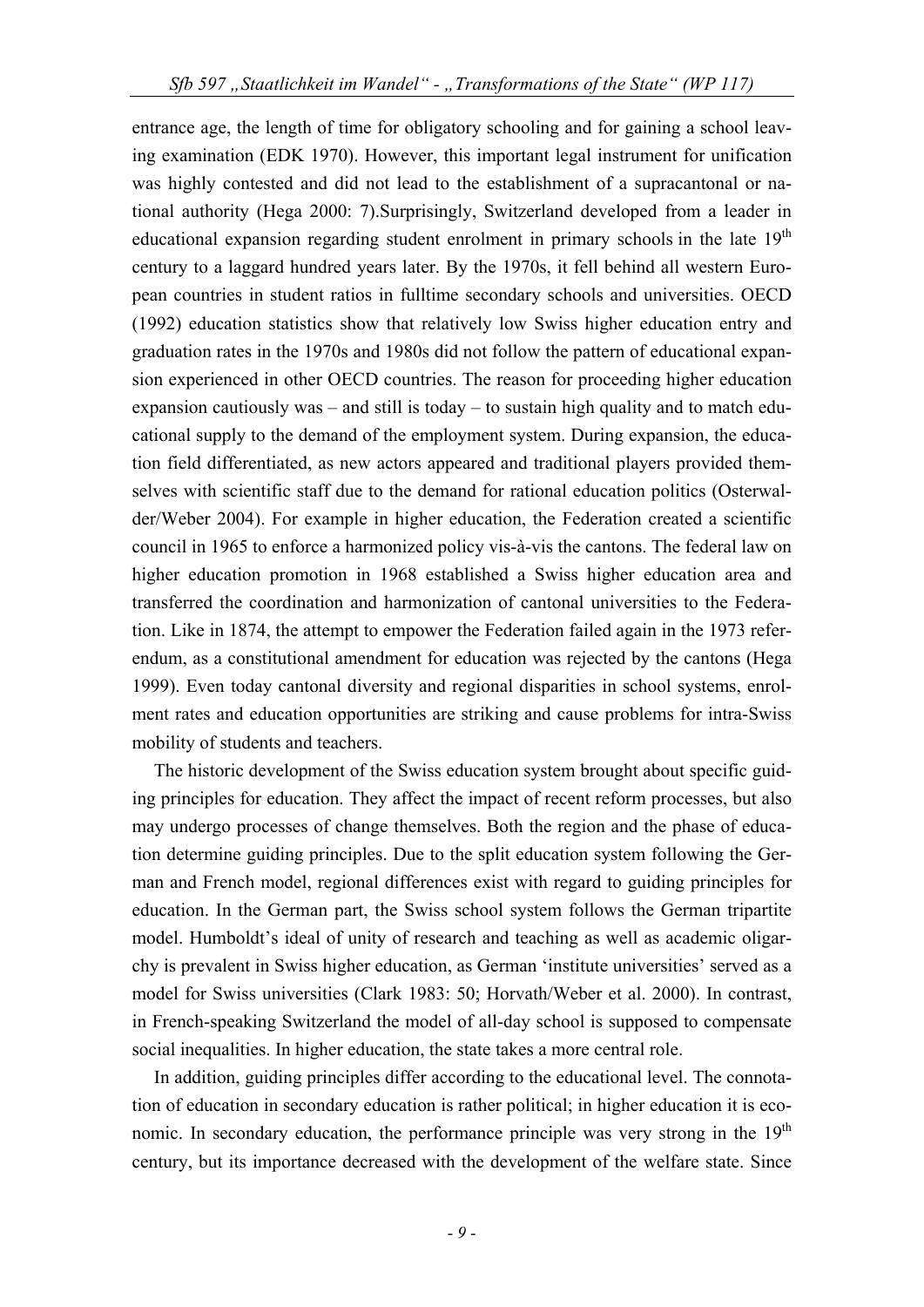entrance age, the length of time for obligatory schooling and for gaining a school leaving examination (EDK 1970). However, this important legal instrument for unification was highly contested and did not lead to the establishment of a supracantonal or national authority (Hega 2000: 7).Surprisingly, Switzerland developed from a leader in educational expansion regarding student enrolment in primary schools in the late 19th century to a laggard hundred years later. By the 1970s, it fell behind all western European countries in student ratios in fulltime secondary schools and universities. OECD (1992) education statistics show that relatively low Swiss higher education entry and graduation rates in the 1970s and 1980s did not follow the pattern of educational expansion experienced in other OECD countries. The reason for proceeding higher education expansion cautiously was – and still is today – to sustain high quality and to match educational supply to the demand of the employment system. During expansion, the education field differentiated, as new actors appeared and traditional players provided themselves with scientific staff due to the demand for rational education politics (Osterwalder/Weber 2004). For example in higher education, the Federation created a scientific council in 1965 to enforce a harmonized policy vis-à-vis the cantons. The federal law on higher education promotion in 1968 established a Swiss higher education area and transferred the coordination and harmonization of cantonal universities to the Federation. Like in 1874, the attempt to empower the Federation failed again in the 1973 referendum, as a constitutional amendment for education was rejected by the cantons (Hega 1999). Even today cantonal diversity and regional disparities in school systems, enrolment rates and education opportunities are striking and cause problems for intra-Swiss mobility of students and teachers.

The historic development of the Swiss education system brought about specific guiding principles for education. They affect the impact of recent reform processes, but also may undergo processes of change themselves. Both the region and the phase of education determine guiding principles. Due to the split education system following the German and French model, regional differences exist with regard to guiding principles for education. In the German part, the Swiss school system follows the German tripartite model. Humboldt's ideal of unity of research and teaching as well as academic oligarchy is prevalent in Swiss higher education, as German 'institute universities' served as a model for Swiss universities (Clark 1983: 50; Horvath/Weber et al. 2000). In contrast, in French-speaking Switzerland the model of all-day school is supposed to compensate social inequalities. In higher education, the state takes a more central role.

In addition, guiding principles differ according to the educational level. The connotation of education in secondary education is rather political; in higher education it is economic. In secondary education, the performance principle was very strong in the 19th century, but its importance decreased with the development of the welfare state. Since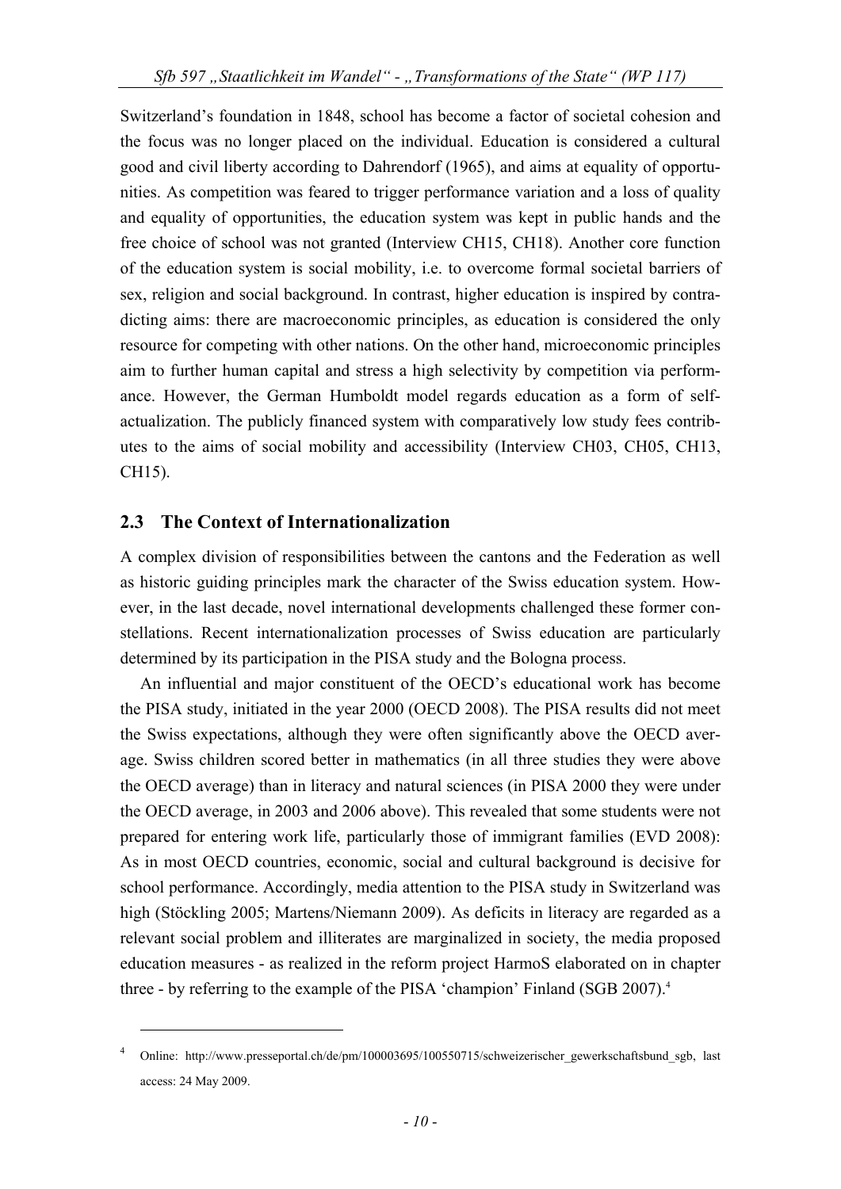Switzerland's foundation in 1848, school has become a factor of societal cohesion and the focus was no longer placed on the individual. Education is considered a cultural good and civil liberty according to Dahrendorf (1965), and aims at equality of opportunities. As competition was feared to trigger performance variation and a loss of quality and equality of opportunities, the education system was kept in public hands and the free choice of school was not granted (Interview CH15, CH18). Another core function of the education system is social mobility, i.e. to overcome formal societal barriers of sex, religion and social background. In contrast, higher education is inspired by contradicting aims: there are macroeconomic principles, as education is considered the only resource for competing with other nations. On the other hand, microeconomic principles aim to further human capital and stress a high selectivity by competition via performance. However, the German Humboldt model regards education as a form of self-actualization. The publicly financed system with comparatively low study fees contributes to the aims of social mobility and accessibility (Interview CH03, CH05, CH13, CH15).

## 2.3 The Context of Internationalization

A complex division of responsibilities between the cantons and the Federation as well as historic guiding principles mark the character of the Swiss education system. However, in the last decade, novel international developments challenged these former constellations. Recent internationalization processes of Swiss education are particularly determined by its participation in the PISA study and the Bologna process.

An influential and major constituent of the OECD's educational work has become the PISA study, initiated in the year 2000 (OECD 2008). The PISA results did not meet the Swiss expectations, although they were often significantly above the OECD average. Swiss children scored better in mathematics (in all three studies they were above the OECD average) than in literacy and natural sciences (in PISA 2000 they were under the OECD average, in 2003 and 2006 above). This revealed that some students were not prepared for entering work life, particularly those of immigrant families (EVD 2008): As in most OECD countries, economic, social and cultural background is decisive for school performance. Accordingly, media attention to the PISA study in Switzerland was high (Stöckling 2005; Martens/Niemann 2009). As deficits in literacy are regarded as a relevant social problem and illiterates are marginalized in society, the media proposed education measures - as realized in the reform project HarmoS elaborated on in chapter three - by referring to the example of the PISA 'champion' Finland (SGB 2007).[4]

[4] Online: http://www.presseportal.ch/de/pm/100003695/100550715/schweizerischer_gewerkschaftsbund_sgb, last access: 24 May 2009.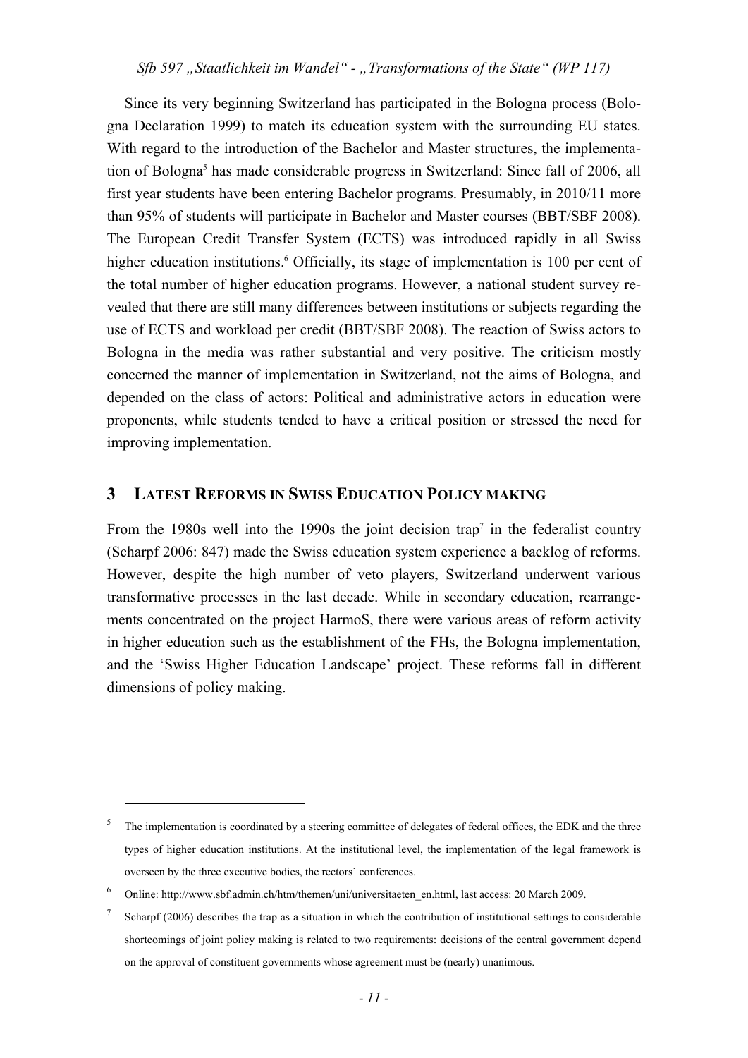Since its very beginning Switzerland has participated in the Bologna process (Bologna Declaration 1999) to match its education system with the surrounding EU states. With regard to the introduction of the Bachelor and Master structures, the implementation of Bologna[5] has made considerable progress in Switzerland: Since fall of 2006, all first year students have been entering Bachelor programs. Presumably, in 2010/11 more than 95% of students will participate in Bachelor and Master courses (BBT/SBF 2008). The European Credit Transfer System (ECTS) was introduced rapidly in all Swiss higher education institutions.[6] Officially, its stage of implementation is 100 per cent of the total number of higher education programs. However, a national student survey revealed that there are still many differences between institutions or subjects regarding the use of ECTS and workload per credit (BBT/SBF 2008). The reaction of Swiss actors to Bologna in the media was rather substantial and very positive. The criticism mostly concerned the manner of implementation in Switzerland, not the aims of Bologna, and depended on the class of actors: Political and administrative actors in education were proponents, while students tended to have a critical position or stressed the need for improving implementation.

## 3 Latest Reforms in Swiss Education Policy Making

From the 1980s well into the 1990s the joint decision trap[7] in the federalist country (Scharpf 2006: 847) made the Swiss education system experience a backlog of reforms. However, despite the high number of veto players, Switzerland underwent various transformative processes in the last decade. While in secondary education, rearrangements concentrated on the project HarmoS, there were various areas of reform activity in higher education such as the establishment of the FHs, the Bologna implementation, and the 'Swiss Higher Education Landscape' project. These reforms fall in different dimensions of policy making.

---

[5] The implementation is coordinated by a steering committee of delegates of federal offices, the EDK and the three types of higher education institutions. At the institutional level, the implementation of the legal framework is overseen by the three executive bodies, the rectors' conferences.

[6] Online: http://www.sbf.admin.ch/htm/themen/uni/universitaeten_en.html, last access: 20 March 2009.

[7] Scharpf (2006) describes the trap as a situation in which the contribution of institutional settings to considerable shortcomings of joint policy making is related to two requirements: decisions of the central government depend on the approval of constituent governments whose agreement must be (nearly) unanimous.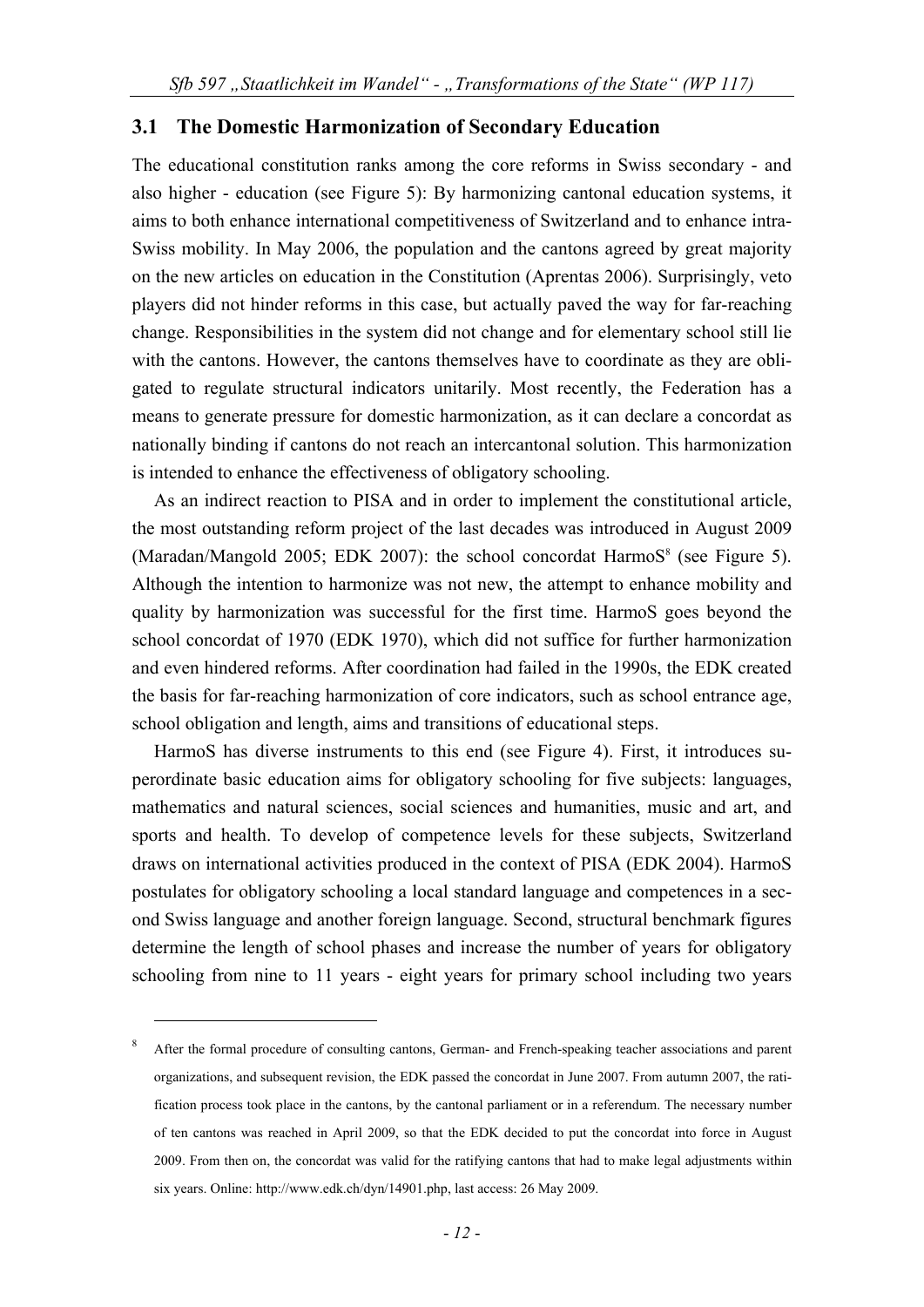## 3.1 The Domestic Harmonization of Secondary Education

The educational constitution ranks among the core reforms in Swiss secondary - and also higher - education (see Figure 5): By harmonizing cantonal education systems, it aims to both enhance international competitiveness of Switzerland and to enhance intra-Swiss mobility. In May 2006, the population and the cantons agreed by great majority on the new articles on education in the Constitution (Aprentas 2006). Surprisingly, veto players did not hinder reforms in this case, but actually paved the way for far-reaching change. Responsibilities in the system did not change and for elementary school still lie with the cantons. However, the cantons themselves have to coordinate as they are obligated to regulate structural indicators unitarily. Most recently, the Federation has a means to generate pressure for domestic harmonization, as it can declare a concordat as nationally binding if cantons do not reach an intercantonal solution. This harmonization is intended to enhance the effectiveness of obligatory schooling.

As an indirect reaction to PISA and in order to implement the constitutional article, the most outstanding reform project of the last decades was introduced in August 2009 (Maradan/Mangold 2005; EDK 2007): the school concordat HarmoS[8] (see Figure 5). Although the intention to harmonize was not new, the attempt to enhance mobility and quality by harmonization was successful for the first time. HarmoS goes beyond the school concordat of 1970 (EDK 1970), which did not suffice for further harmonization and even hindered reforms. After coordination had failed in the 1990s, the EDK created the basis for far-reaching harmonization of core indicators, such as school entrance age, school obligation and length, aims and transitions of educational steps.

HarmoS has diverse instruments to this end (see Figure 4). First, it introduces superordinate basic education aims for obligatory schooling for five subjects: languages, mathematics and natural sciences, social sciences and humanities, music and art, and sports and health. To develop of competence levels for these subjects, Switzerland draws on international activities produced in the context of PISA (EDK 2004). HarmoS postulates for obligatory schooling a local standard language and competences in a second Swiss language and another foreign language. Second, structural benchmark figures determine the length of school phases and increase the number of years for obligatory schooling from nine to 11 years - eight years for primary school including two years

---

[8] After the formal procedure of consulting cantons, German- and French-speaking teacher associations and parent organizations, and subsequent revision, the EDK passed the concordat in June 2007. From autumn 2007, the ratification process took place in the cantons, by the cantonal parliament or in a referendum. The necessary number of ten cantons was reached in April 2009, so that the EDK decided to put the concordat into force in August 2009. From then on, the concordat was valid for the ratifying cantons that had to make legal adjustments within six years. Online: http://www.edk.ch/dyn/14901.php, last access: 26 May 2009.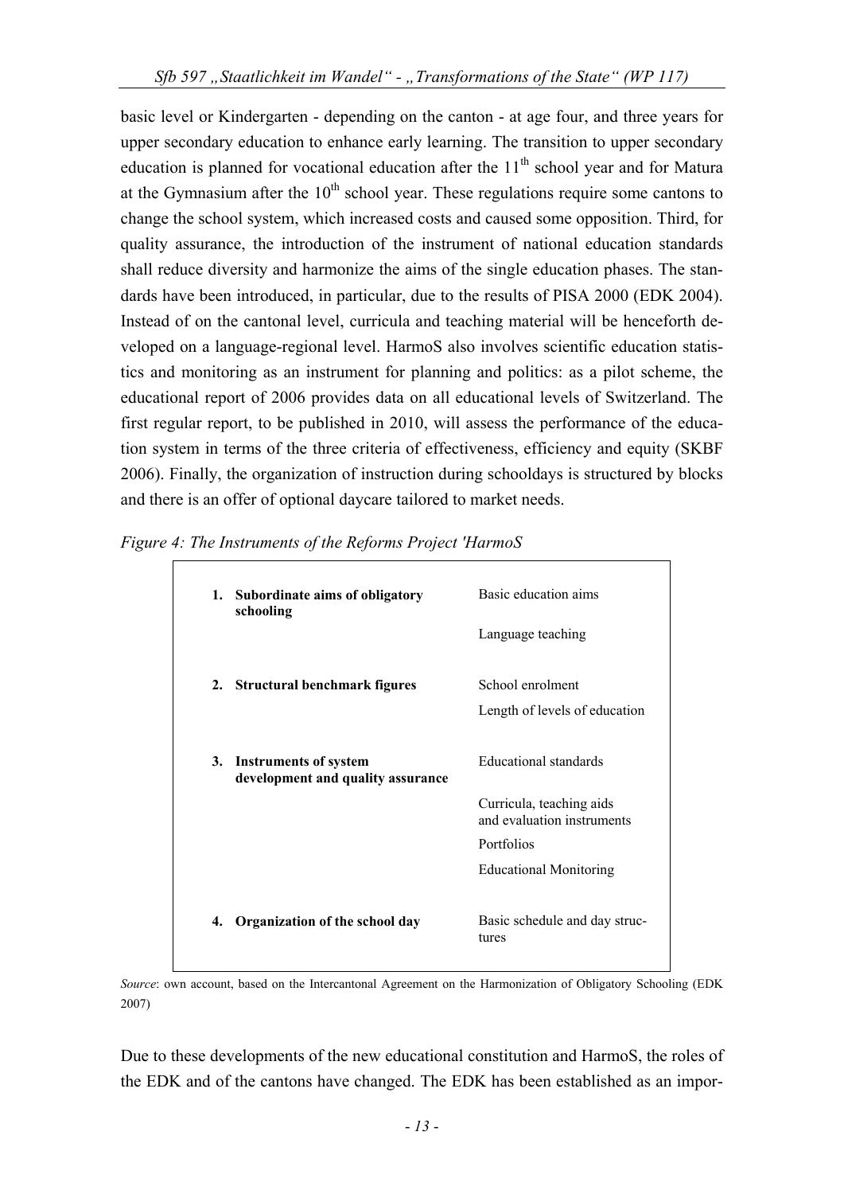basic level or Kindergarten - depending on the canton - at age four, and three years for upper secondary education to enhance early learning. The transition to upper secondary education is planned for vocational education after the 11th school year and for Matura at the Gymnasium after the 10th school year. These regulations require some cantons to change the school system, which increased costs and caused some opposition. Third, for quality assurance, the introduction of the instrument of national education standards shall reduce diversity and harmonize the aims of the single education phases. The standards have been introduced, in particular, due to the results of PISA 2000 (EDK 2004). Instead of on the cantonal level, curricula and teaching material will be henceforth developed on a language-regional level. HarmoS also involves scientific education statistics and monitoring as an instrument for planning and politics: as a pilot scheme, the educational report of 2006 provides data on all educational levels of Switzerland. The first regular report, to be published in 2010, will assess the performance of the education system in terms of the three criteria of effectiveness, efficiency and equity (SKBF 2006). Finally, the organization of instruction during schooldays is structured by blocks and there is an offer of optional daycare tailored to market needs.

*Figure 4: The Instruments of the Reforms Project 'HarmoS*

| | |
|---|---|
| **1. Subordinate aims of obligatory schooling** | Basic education aims |
| | Language teaching |
| **2. Structural benchmark figures** | School enrolment |
| | Length of levels of education |
| **3. Instruments of system development and quality assurance** | Educational standards |
| | Curricula, teaching aids and evaluation instruments |
| | Portfolios |
| | Educational Monitoring |
| **4. Organization of the school day** | Basic schedule and day structures |

*Source*: own account, based on the Intercantonal Agreement on the Harmonization of Obligatory Schooling (EDK 2007)

Due to these developments of the new educational constitution and HarmoS, the roles of the EDK and of the cantons have changed. The EDK has been established as an impor-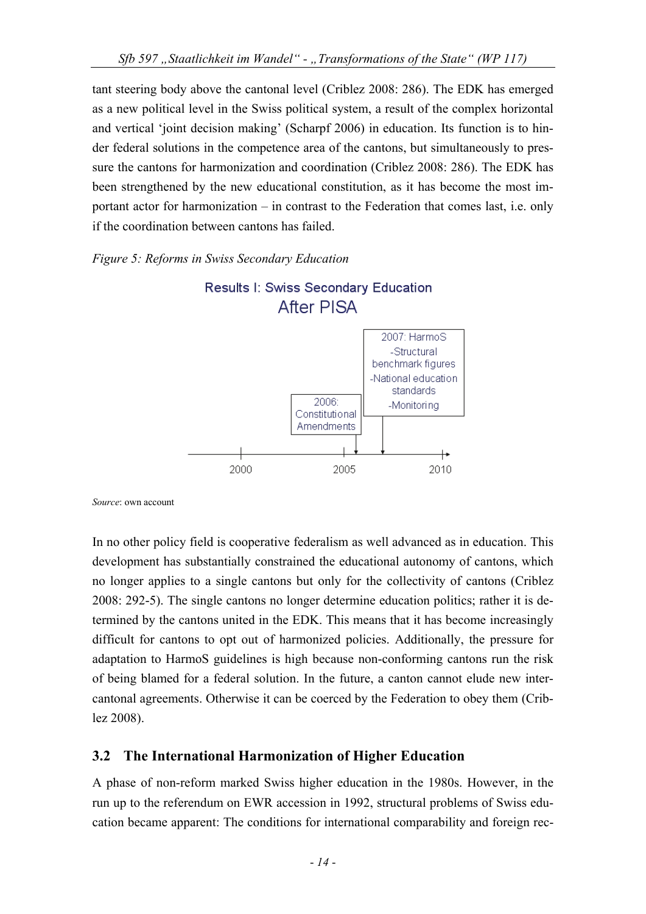tant steering body above the cantonal level (Criblez 2008: 286). The EDK has emerged as a new political level in the Swiss political system, a result of the complex horizontal and vertical 'joint decision making' (Scharpf 2006) in education. Its function is to hinder federal solutions in the competence area of the cantons, but simultaneously to pressure the cantons for harmonization and coordination (Criblez 2008: 286). The EDK has been strengthened by the new educational constitution, as it has become the most important actor for harmonization – in contrast to the Federation that comes last, i.e. only if the coordination between cantons has failed.

*Figure 5: Reforms in Swiss Secondary Education*

Results I: Swiss Secondary Education
After PISA

2006: Constitutional Amendments

2007: HarmoS
-Structural benchmark figures
-National education standards
-Monitoring

2000 2005 2010

*Source*: own account

In no other policy field is cooperative federalism as well advanced as in education. This development has substantially constrained the educational autonomy of cantons, which no longer applies to a single cantons but only for the collectivity of cantons (Criblez 2008: 292-5). The single cantons no longer determine education politics; rather it is determined by the cantons united in the EDK. This means that it has become increasingly difficult for cantons to opt out of harmonized policies. Additionally, the pressure for adaptation to HarmoS guidelines is high because non-conforming cantons run the risk of being blamed for a federal solution. In the future, a canton cannot elude new intercantonal agreements. Otherwise it can be coerced by the Federation to obey them (Criblez 2008).

## 3.2 The International Harmonization of Higher Education

A phase of non-reform marked Swiss higher education in the 1980s. However, in the run up to the referendum on EWR accession in 1992, structural problems of Swiss education became apparent: The conditions for international comparability and foreign rec-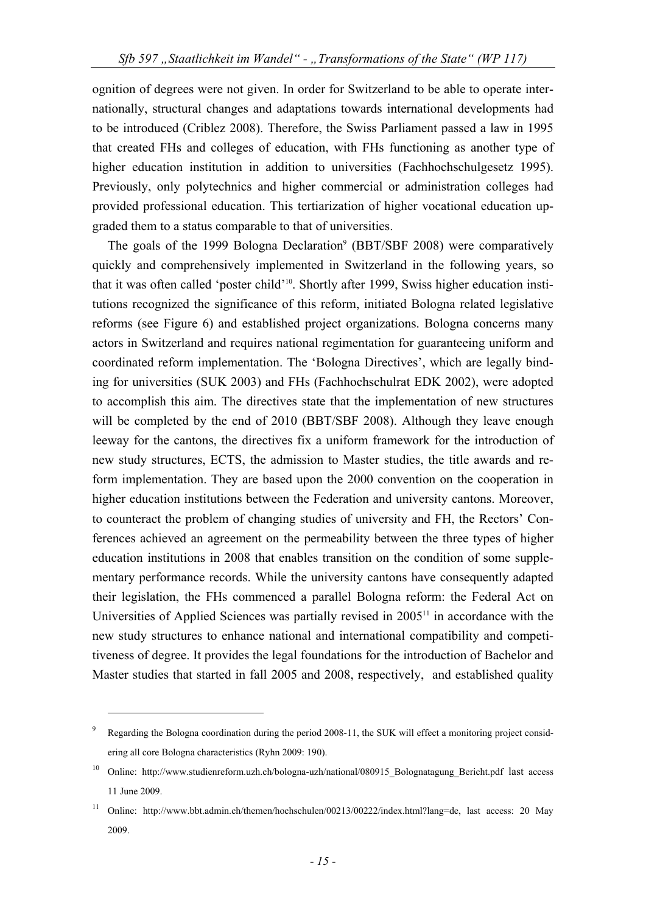ognition of degrees were not given. In order for Switzerland to be able to operate internationally, structural changes and adaptations towards international developments had to be introduced (Criblez 2008). Therefore, the Swiss Parliament passed a law in 1995 that created FHs and colleges of education, with FHs functioning as another type of higher education institution in addition to universities (Fachhochschulgesetz 1995). Previously, only polytechnics and higher commercial or administration colleges had provided professional education. This tertiarization of higher vocational education upgraded them to a status comparable to that of universities.

The goals of the 1999 Bologna Declaration[9] (BBT/SBF 2008) were comparatively quickly and comprehensively implemented in Switzerland in the following years, so that it was often called 'poster child'[10]. Shortly after 1999, Swiss higher education institutions recognized the significance of this reform, initiated Bologna related legislative reforms (see Figure 6) and established project organizations. Bologna concerns many actors in Switzerland and requires national regimentation for guaranteeing uniform and coordinated reform implementation. The 'Bologna Directives', which are legally binding for universities (SUK 2003) and FHs (Fachhochschulrat EDK 2002), were adopted to accomplish this aim. The directives state that the implementation of new structures will be completed by the end of 2010 (BBT/SBF 2008). Although they leave enough leeway for the cantons, the directives fix a uniform framework for the introduction of new study structures, ECTS, the admission to Master studies, the title awards and reform implementation. They are based upon the 2000 convention on the cooperation in higher education institutions between the Federation and university cantons. Moreover, to counteract the problem of changing studies of university and FH, the Rectors' Conferences achieved an agreement on the permeability between the three types of higher education institutions in 2008 that enables transition on the condition of some supplementary performance records. While the university cantons have consequently adapted their legislation, the FHs commenced a parallel Bologna reform: the Federal Act on Universities of Applied Sciences was partially revised in 2005[11] in accordance with the new study structures to enhance national and international compatibility and competitiveness of degree. It provides the legal foundations for the introduction of Bachelor and Master studies that started in fall 2005 and 2008, respectively, and established quality

[9] Regarding the Bologna coordination during the period 2008-11, the SUK will effect a monitoring project considering all core Bologna characteristics (Ryhn 2009: 190).

[10] Online: http://www.studienreform.uzh.ch/bologna-uzh/national/080915_Bolognatagung_Bericht.pdf last access 11 June 2009.

[11] Online: http://www.bbt.admin.ch/themen/hochschulen/00213/00222/index.html?lang=de, last access: 20 May 2009.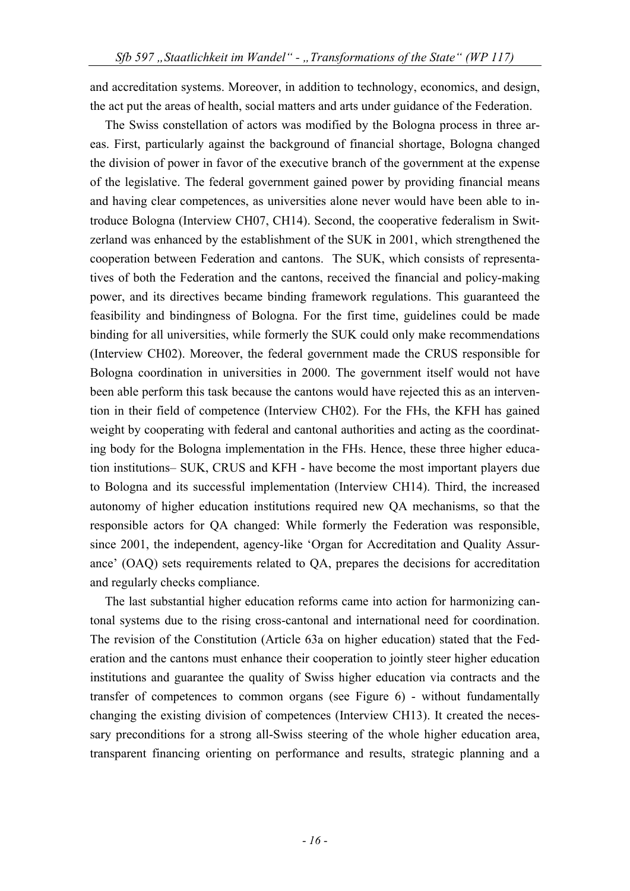and accreditation systems. Moreover, in addition to technology, economics, and design, the act put the areas of health, social matters and arts under guidance of the Federation.

The Swiss constellation of actors was modified by the Bologna process in three areas. First, particularly against the background of financial shortage, Bologna changed the division of power in favor of the executive branch of the government at the expense of the legislative. The federal government gained power by providing financial means and having clear competences, as universities alone never would have been able to introduce Bologna (Interview CH07, CH14). Second, the cooperative federalism in Switzerland was enhanced by the establishment of the SUK in 2001, which strengthened the cooperation between Federation and cantons. The SUK, which consists of representatives of both the Federation and the cantons, received the financial and policy-making power, and its directives became binding framework regulations. This guaranteed the feasibility and bindingness of Bologna. For the first time, guidelines could be made binding for all universities, while formerly the SUK could only make recommendations (Interview CH02). Moreover, the federal government made the CRUS responsible for Bologna coordination in universities in 2000. The government itself would not have been able perform this task because the cantons would have rejected this as an intervention in their field of competence (Interview CH02). For the FHs, the KFH has gained weight by cooperating with federal and cantonal authorities and acting as the coordinating body for the Bologna implementation in the FHs. Hence, these three higher education institutions– SUK, CRUS and KFH - have become the most important players due to Bologna and its successful implementation (Interview CH14). Third, the increased autonomy of higher education institutions required new QA mechanisms, so that the responsible actors for QA changed: While formerly the Federation was responsible, since 2001, the independent, agency-like 'Organ for Accreditation and Quality Assurance' (OAQ) sets requirements related to QA, prepares the decisions for accreditation and regularly checks compliance.

The last substantial higher education reforms came into action for harmonizing cantonal systems due to the rising cross-cantonal and international need for coordination. The revision of the Constitution (Article 63a on higher education) stated that the Federation and the cantons must enhance their cooperation to jointly steer higher education institutions and guarantee the quality of Swiss higher education via contracts and the transfer of competences to common organs (see Figure 6) - without fundamentally changing the existing division of competences (Interview CH13). It created the necessary preconditions for a strong all-Swiss steering of the whole higher education area, transparent financing orienting on performance and results, strategic planning and a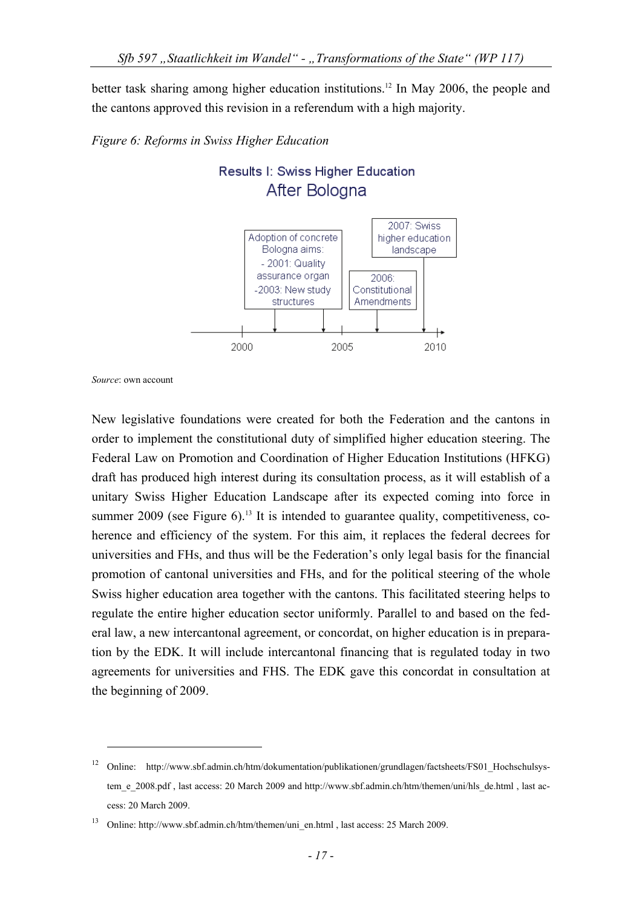better task sharing among higher education institutions.[12] In May 2006, the people and the cantons approved this revision in a referendum with a high majority.

*Figure 6: Reforms in Swiss Higher Education*

Results I: Swiss Higher Education
After Bologna

Adoption of concrete Bologna aims:
- 2001: Quality assurance organ
-2003: New study structures

2006: Constitutional Amendments

2007: Swiss higher education landscape

2000 2005 2010

*Source*: own account

New legislative foundations were created for both the Federation and the cantons in order to implement the constitutional duty of simplified higher education steering. The Federal Law on Promotion and Coordination of Higher Education Institutions (HFKG) draft has produced high interest during its consultation process, as it will establish of a unitary Swiss Higher Education Landscape after its expected coming into force in summer 2009 (see Figure 6).[13] It is intended to guarantee quality, competitiveness, coherence and efficiency of the system. For this aim, it replaces the federal decrees for universities and FHs, and thus will be the Federation's only legal basis for the financial promotion of cantonal universities and FHs, and for the political steering of the whole Swiss higher education area together with the cantons. This facilitated steering helps to regulate the entire higher education sector uniformly. Parallel to and based on the federal law, a new intercantonal agreement, or concordat, on higher education is in preparation by the EDK. It will include intercantonal financing that is regulated today in two agreements for universities and FHS. The EDK gave this concordat in consultation at the beginning of 2009.

---

[12] Online: http://www.sbf.admin.ch/htm/dokumentation/publikationen/grundlagen/factsheets/FS01_Hochschulsystem_e_2008.pdf , last access: 20 March 2009 and http://www.sbf.admin.ch/htm/themen/uni/hls_de.html , last access: 20 March 2009.

[13] Online: http://www.sbf.admin.ch/htm/themen/uni_en.html , last access: 25 March 2009.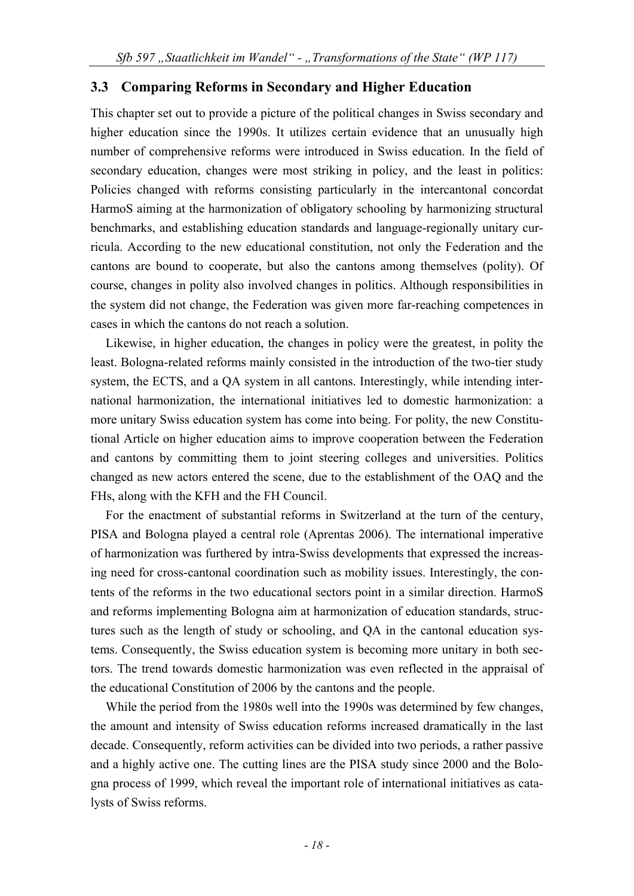## 3.3 Comparing Reforms in Secondary and Higher Education

This chapter set out to provide a picture of the political changes in Swiss secondary and higher education since the 1990s. It utilizes certain evidence that an unusually high number of comprehensive reforms were introduced in Swiss education. In the field of secondary education, changes were most striking in policy, and the least in politics: Policies changed with reforms consisting particularly in the intercantonal concordat HarmoS aiming at the harmonization of obligatory schooling by harmonizing structural benchmarks, and establishing education standards and language-regionally unitary curricula. According to the new educational constitution, not only the Federation and the cantons are bound to cooperate, but also the cantons among themselves (polity). Of course, changes in polity also involved changes in politics. Although responsibilities in the system did not change, the Federation was given more far-reaching competences in cases in which the cantons do not reach a solution.

Likewise, in higher education, the changes in policy were the greatest, in polity the least. Bologna-related reforms mainly consisted in the introduction of the two-tier study system, the ECTS, and a QA system in all cantons. Interestingly, while intending international harmonization, the international initiatives led to domestic harmonization: a more unitary Swiss education system has come into being. For polity, the new Constitutional Article on higher education aims to improve cooperation between the Federation and cantons by committing them to joint steering colleges and universities. Politics changed as new actors entered the scene, due to the establishment of the OAQ and the FHs, along with the KFH and the FH Council.

For the enactment of substantial reforms in Switzerland at the turn of the century, PISA and Bologna played a central role (Aprentas 2006). The international imperative of harmonization was furthered by intra-Swiss developments that expressed the increasing need for cross-cantonal coordination such as mobility issues. Interestingly, the contents of the reforms in the two educational sectors point in a similar direction. HarmoS and reforms implementing Bologna aim at harmonization of education standards, structures such as the length of study or schooling, and QA in the cantonal education systems. Consequently, the Swiss education system is becoming more unitary in both sectors. The trend towards domestic harmonization was even reflected in the appraisal of the educational Constitution of 2006 by the cantons and the people.

While the period from the 1980s well into the 1990s was determined by few changes, the amount and intensity of Swiss education reforms increased dramatically in the last decade. Consequently, reform activities can be divided into two periods, a rather passive and a highly active one. The cutting lines are the PISA study since 2000 and the Bologna process of 1999, which reveal the important role of international initiatives as catalysts of Swiss reforms.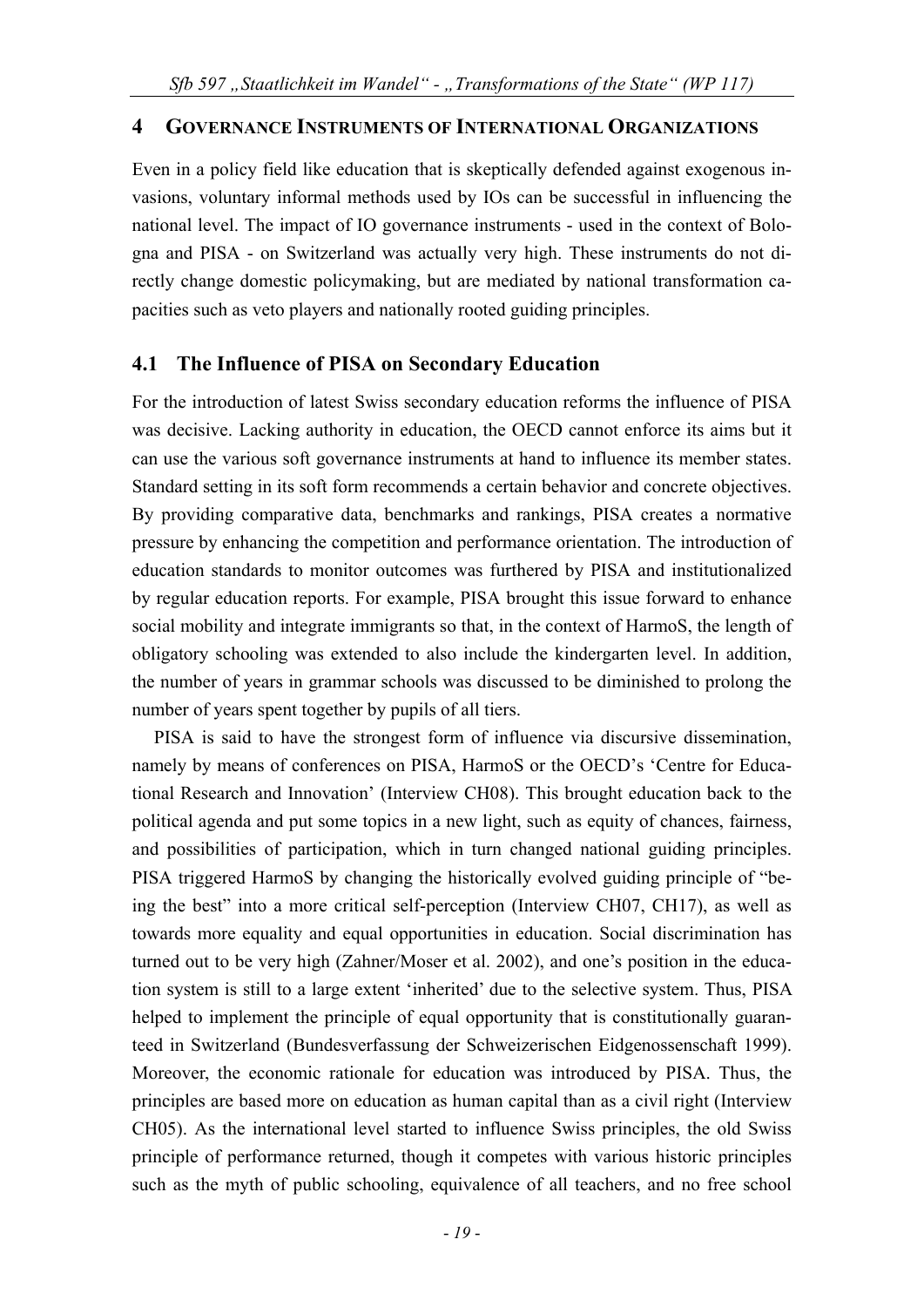## 4 GOVERNANCE INSTRUMENTS OF INTERNATIONAL ORGANIZATIONS

Even in a policy field like education that is skeptically defended against exogenous invasions, voluntary informal methods used by IOs can be successful in influencing the national level. The impact of IO governance instruments - used in the context of Bologna and PISA - on Switzerland was actually very high. These instruments do not directly change domestic policymaking, but are mediated by national transformation capacities such as veto players and nationally rooted guiding principles.

### 4.1 The Influence of PISA on Secondary Education

For the introduction of latest Swiss secondary education reforms the influence of PISA was decisive. Lacking authority in education, the OECD cannot enforce its aims but it can use the various soft governance instruments at hand to influence its member states. Standard setting in its soft form recommends a certain behavior and concrete objectives. By providing comparative data, benchmarks and rankings, PISA creates a normative pressure by enhancing the competition and performance orientation. The introduction of education standards to monitor outcomes was furthered by PISA and institutionalized by regular education reports. For example, PISA brought this issue forward to enhance social mobility and integrate immigrants so that, in the context of HarmoS, the length of obligatory schooling was extended to also include the kindergarten level. In addition, the number of years in grammar schools was discussed to be diminished to prolong the number of years spent together by pupils of all tiers.

PISA is said to have the strongest form of influence via discursive dissemination, namely by means of conferences on PISA, HarmoS or the OECD's 'Centre for Educational Research and Innovation' (Interview CH08). This brought education back to the political agenda and put some topics in a new light, such as equity of chances, fairness, and possibilities of participation, which in turn changed national guiding principles. PISA triggered HarmoS by changing the historically evolved guiding principle of "being the best" into a more critical self-perception (Interview CH07, CH17), as well as towards more equality and equal opportunities in education. Social discrimination has turned out to be very high (Zahner/Moser et al. 2002), and one's position in the education system is still to a large extent 'inherited' due to the selective system. Thus, PISA helped to implement the principle of equal opportunity that is constitutionally guaranteed in Switzerland (Bundesverfassung der Schweizerischen Eidgenossenschaft 1999). Moreover, the economic rationale for education was introduced by PISA. Thus, the principles are based more on education as human capital than as a civil right (Interview CH05). As the international level started to influence Swiss principles, the old Swiss principle of performance returned, though it competes with various historic principles such as the myth of public schooling, equivalence of all teachers, and no free school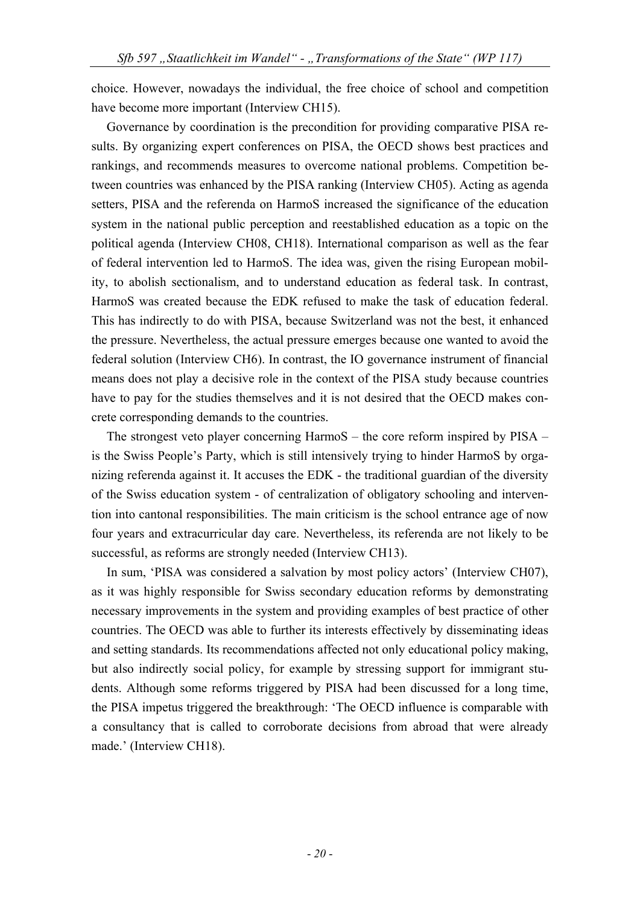choice. However, nowadays the individual, the free choice of school and competition have become more important (Interview CH15).

Governance by coordination is the precondition for providing comparative PISA results. By organizing expert conferences on PISA, the OECD shows best practices and rankings, and recommends measures to overcome national problems. Competition between countries was enhanced by the PISA ranking (Interview CH05). Acting as agenda setters, PISA and the referenda on HarmoS increased the significance of the education system in the national public perception and reestablished education as a topic on the political agenda (Interview CH08, CH18). International comparison as well as the fear of federal intervention led to HarmoS. The idea was, given the rising European mobility, to abolish sectionalism, and to understand education as federal task. In contrast, HarmoS was created because the EDK refused to make the task of education federal. This has indirectly to do with PISA, because Switzerland was not the best, it enhanced the pressure. Nevertheless, the actual pressure emerges because one wanted to avoid the federal solution (Interview CH6). In contrast, the IO governance instrument of financial means does not play a decisive role in the context of the PISA study because countries have to pay for the studies themselves and it is not desired that the OECD makes concrete corresponding demands to the countries.

The strongest veto player concerning HarmoS – the core reform inspired by PISA – is the Swiss People's Party, which is still intensively trying to hinder HarmoS by organizing referenda against it. It accuses the EDK - the traditional guardian of the diversity of the Swiss education system - of centralization of obligatory schooling and intervention into cantonal responsibilities. The main criticism is the school entrance age of now four years and extracurricular day care. Nevertheless, its referenda are not likely to be successful, as reforms are strongly needed (Interview CH13).

In sum, 'PISA was considered a salvation by most policy actors' (Interview CH07), as it was highly responsible for Swiss secondary education reforms by demonstrating necessary improvements in the system and providing examples of best practice of other countries. The OECD was able to further its interests effectively by disseminating ideas and setting standards. Its recommendations affected not only educational policy making, but also indirectly social policy, for example by stressing support for immigrant students. Although some reforms triggered by PISA had been discussed for a long time, the PISA impetus triggered the breakthrough: 'The OECD influence is comparable with a consultancy that is called to corroborate decisions from abroad that were already made.' (Interview CH18).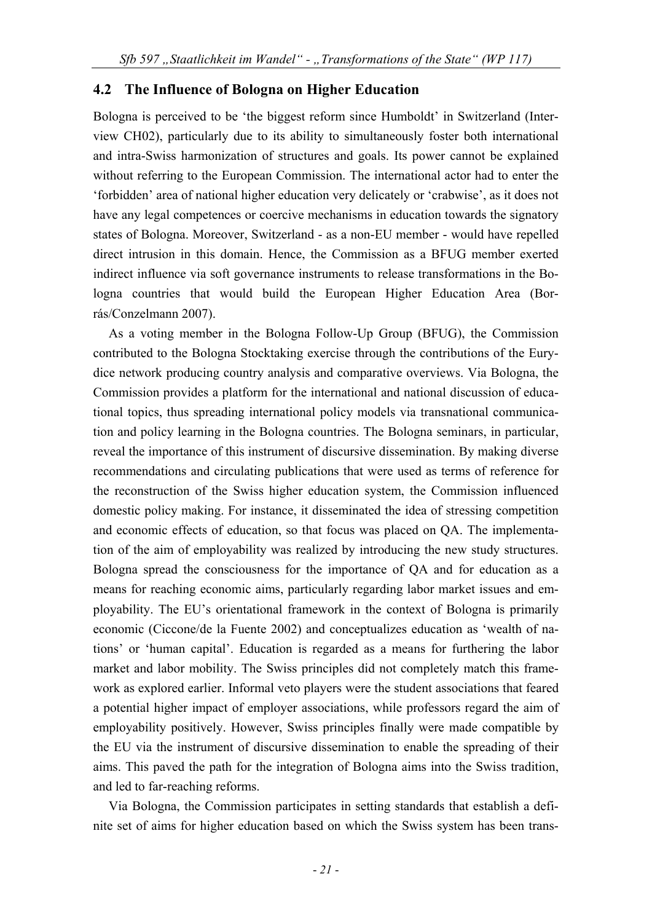## 4.2 The Influence of Bologna on Higher Education

Bologna is perceived to be 'the biggest reform since Humboldt' in Switzerland (Interview CH02), particularly due to its ability to simultaneously foster both international and intra-Swiss harmonization of structures and goals. Its power cannot be explained without referring to the European Commission. The international actor had to enter the 'forbidden' area of national higher education very delicately or 'crabwise', as it does not have any legal competences or coercive mechanisms in education towards the signatory states of Bologna. Moreover, Switzerland - as a non-EU member - would have repelled direct intrusion in this domain. Hence, the Commission as a BFUG member exerted indirect influence via soft governance instruments to release transformations in the Bologna countries that would build the European Higher Education Area (Borrás/Conzelmann 2007).

As a voting member in the Bologna Follow-Up Group (BFUG), the Commission contributed to the Bologna Stocktaking exercise through the contributions of the Eurydice network producing country analysis and comparative overviews. Via Bologna, the Commission provides a platform for the international and national discussion of educational topics, thus spreading international policy models via transnational communication and policy learning in the Bologna countries. The Bologna seminars, in particular, reveal the importance of this instrument of discursive dissemination. By making diverse recommendations and circulating publications that were used as terms of reference for the reconstruction of the Swiss higher education system, the Commission influenced domestic policy making. For instance, it disseminated the idea of stressing competition and economic effects of education, so that focus was placed on QA. The implementation of the aim of employability was realized by introducing the new study structures. Bologna spread the consciousness for the importance of QA and for education as a means for reaching economic aims, particularly regarding labor market issues and employability. The EU's orientational framework in the context of Bologna is primarily economic (Ciccone/de la Fuente 2002) and conceptualizes education as 'wealth of nations' or 'human capital'. Education is regarded as a means for furthering the labor market and labor mobility. The Swiss principles did not completely match this framework as explored earlier. Informal veto players were the student associations that feared a potential higher impact of employer associations, while professors regard the aim of employability positively. However, Swiss principles finally were made compatible by the EU via the instrument of discursive dissemination to enable the spreading of their aims. This paved the path for the integration of Bologna aims into the Swiss tradition, and led to far-reaching reforms.

Via Bologna, the Commission participates in setting standards that establish a definite set of aims for higher education based on which the Swiss system has been trans-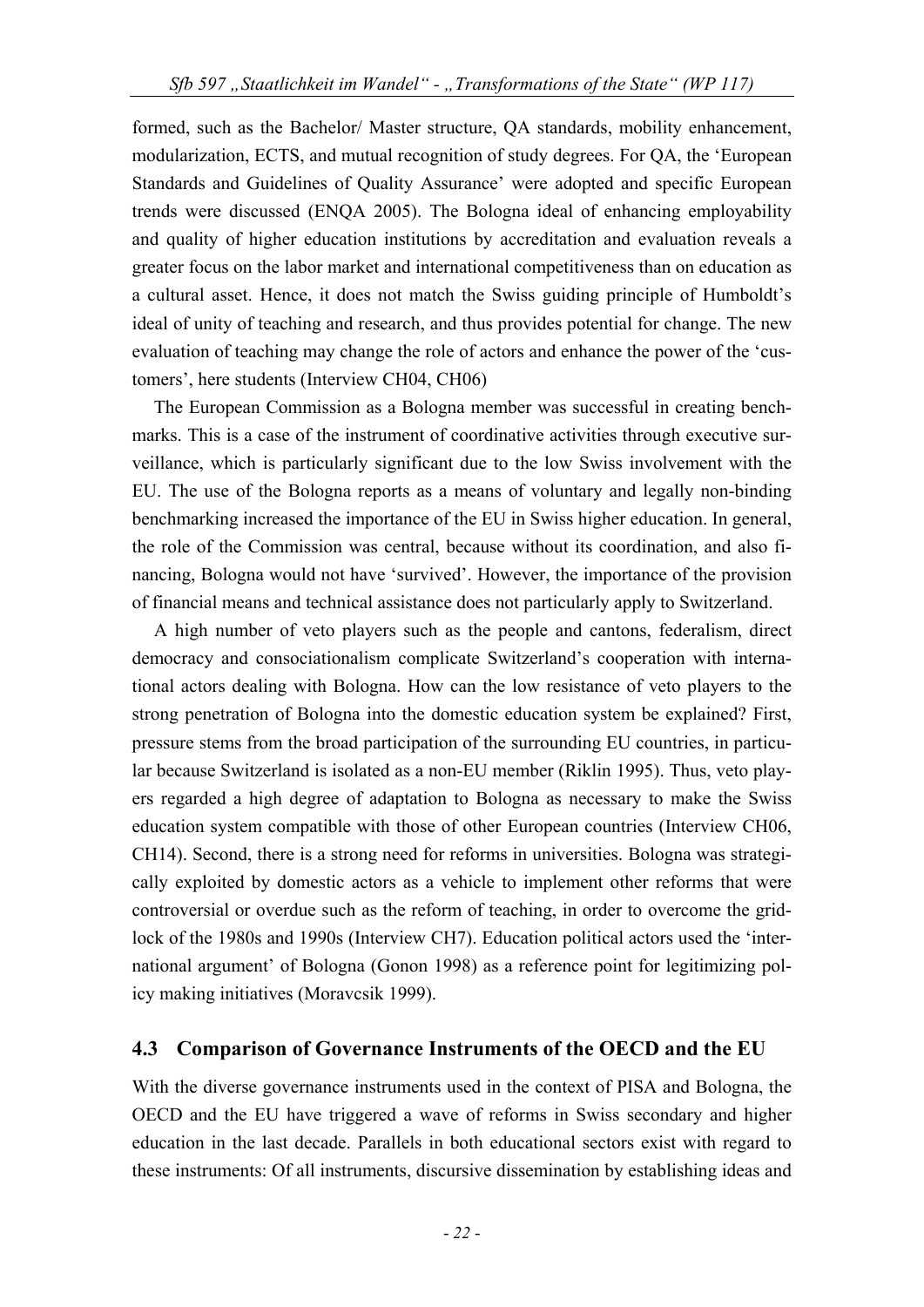formed, such as the Bachelor/ Master structure, QA standards, mobility enhancement, modularization, ECTS, and mutual recognition of study degrees. For QA, the 'European Standards and Guidelines of Quality Assurance' were adopted and specific European trends were discussed (ENQA 2005). The Bologna ideal of enhancing employability and quality of higher education institutions by accreditation and evaluation reveals a greater focus on the labor market and international competitiveness than on education as a cultural asset. Hence, it does not match the Swiss guiding principle of Humboldt's ideal of unity of teaching and research, and thus provides potential for change. The new evaluation of teaching may change the role of actors and enhance the power of the 'customers', here students (Interview CH04, CH06)

The European Commission as a Bologna member was successful in creating benchmarks. This is a case of the instrument of coordinative activities through executive surveillance, which is particularly significant due to the low Swiss involvement with the EU. The use of the Bologna reports as a means of voluntary and legally non-binding benchmarking increased the importance of the EU in Swiss higher education. In general, the role of the Commission was central, because without its coordination, and also financing, Bologna would not have 'survived'. However, the importance of the provision of financial means and technical assistance does not particularly apply to Switzerland.

A high number of veto players such as the people and cantons, federalism, direct democracy and consociationalism complicate Switzerland's cooperation with international actors dealing with Bologna. How can the low resistance of veto players to the strong penetration of Bologna into the domestic education system be explained? First, pressure stems from the broad participation of the surrounding EU countries, in particular because Switzerland is isolated as a non-EU member (Riklin 1995). Thus, veto players regarded a high degree of adaptation to Bologna as necessary to make the Swiss education system compatible with those of other European countries (Interview CH06, CH14). Second, there is a strong need for reforms in universities. Bologna was strategically exploited by domestic actors as a vehicle to implement other reforms that were controversial or overdue such as the reform of teaching, in order to overcome the gridlock of the 1980s and 1990s (Interview CH7). Education political actors used the 'international argument' of Bologna (Gonon 1998) as a reference point for legitimizing policy making initiatives (Moravcsik 1999).

## 4.3 Comparison of Governance Instruments of the OECD and the EU

With the diverse governance instruments used in the context of PISA and Bologna, the OECD and the EU have triggered a wave of reforms in Swiss secondary and higher education in the last decade. Parallels in both educational sectors exist with regard to these instruments: Of all instruments, discursive dissemination by establishing ideas and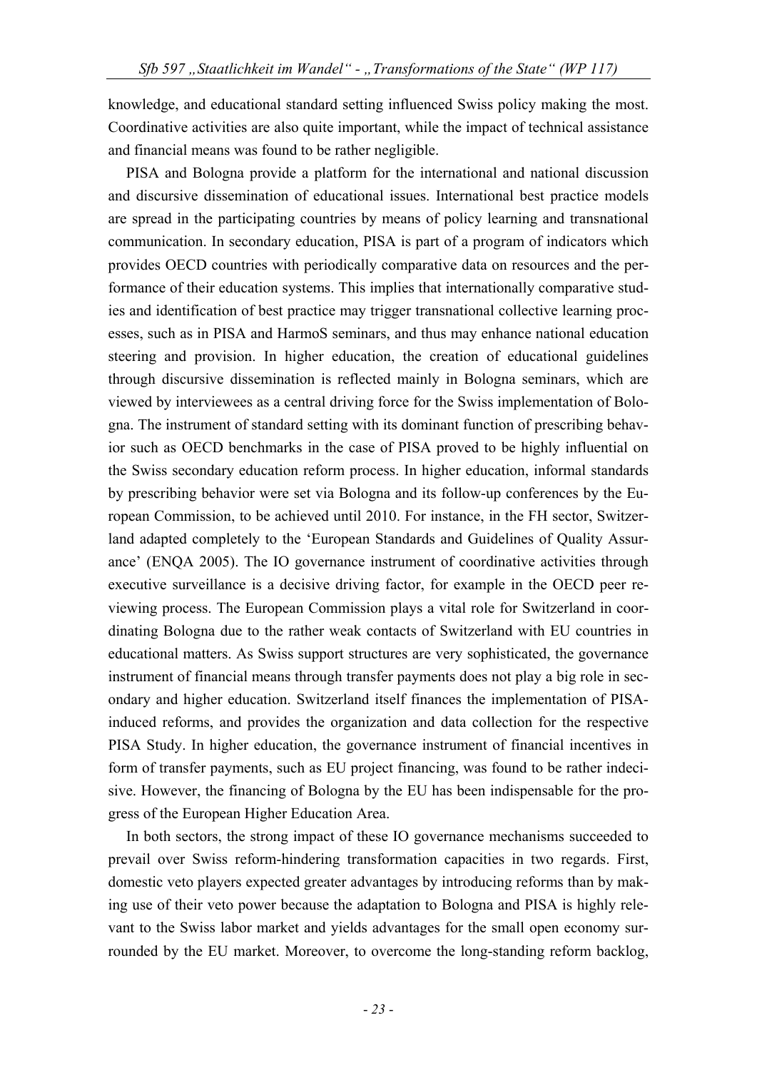knowledge, and educational standard setting influenced Swiss policy making the most. Coordinative activities are also quite important, while the impact of technical assistance and financial means was found to be rather negligible.

PISA and Bologna provide a platform for the international and national discussion and discursive dissemination of educational issues. International best practice models are spread in the participating countries by means of policy learning and transnational communication. In secondary education, PISA is part of a program of indicators which provides OECD countries with periodically comparative data on resources and the performance of their education systems. This implies that internationally comparative studies and identification of best practice may trigger transnational collective learning processes, such as in PISA and HarmoS seminars, and thus may enhance national education steering and provision. In higher education, the creation of educational guidelines through discursive dissemination is reflected mainly in Bologna seminars, which are viewed by interviewees as a central driving force for the Swiss implementation of Bologna. The instrument of standard setting with its dominant function of prescribing behavior such as OECD benchmarks in the case of PISA proved to be highly influential on the Swiss secondary education reform process. In higher education, informal standards by prescribing behavior were set via Bologna and its follow-up conferences by the European Commission, to be achieved until 2010. For instance, in the FH sector, Switzerland adapted completely to the 'European Standards and Guidelines of Quality Assurance' (ENQA 2005). The IO governance instrument of coordinative activities through executive surveillance is a decisive driving factor, for example in the OECD peer reviewing process. The European Commission plays a vital role for Switzerland in coordinating Bologna due to the rather weak contacts of Switzerland with EU countries in educational matters. As Swiss support structures are very sophisticated, the governance instrument of financial means through transfer payments does not play a big role in secondary and higher education. Switzerland itself finances the implementation of PISA-induced reforms, and provides the organization and data collection for the respective PISA Study. In higher education, the governance instrument of financial incentives in form of transfer payments, such as EU project financing, was found to be rather indecisive. However, the financing of Bologna by the EU has been indispensable for the progress of the European Higher Education Area.

In both sectors, the strong impact of these IO governance mechanisms succeeded to prevail over Swiss reform-hindering transformation capacities in two regards. First, domestic veto players expected greater advantages by introducing reforms than by making use of their veto power because the adaptation to Bologna and PISA is highly relevant to the Swiss labor market and yields advantages for the small open economy surrounded by the EU market. Moreover, to overcome the long-standing reform backlog,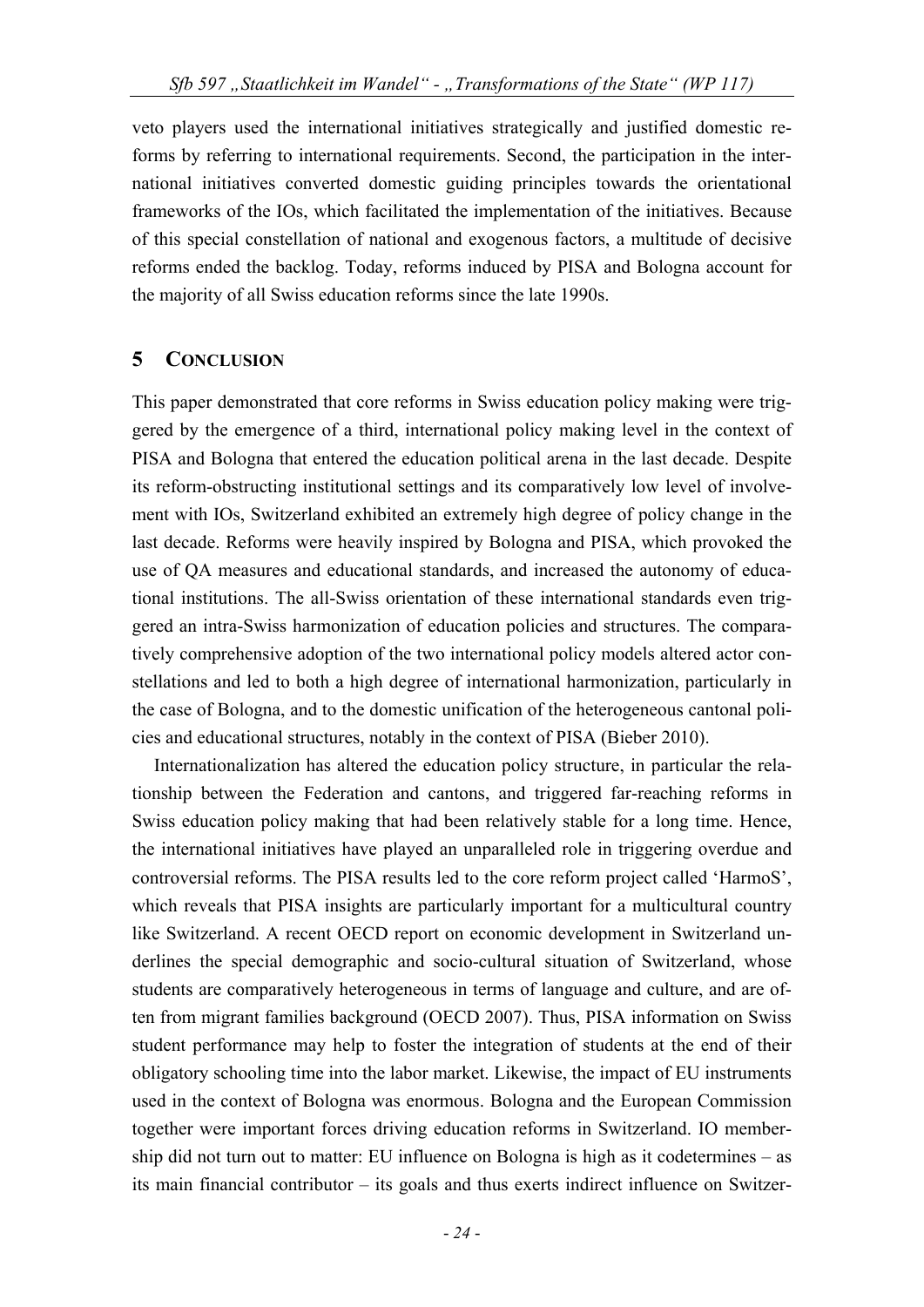veto players used the international initiatives strategically and justified domestic reforms by referring to international requirements. Second, the participation in the international initiatives converted domestic guiding principles towards the orientational frameworks of the IOs, which facilitated the implementation of the initiatives. Because of this special constellation of national and exogenous factors, a multitude of decisive reforms ended the backlog. Today, reforms induced by PISA and Bologna account for the majority of all Swiss education reforms since the late 1990s.

## 5 Conclusion

This paper demonstrated that core reforms in Swiss education policy making were triggered by the emergence of a third, international policy making level in the context of PISA and Bologna that entered the education political arena in the last decade. Despite its reform-obstructing institutional settings and its comparatively low level of involvement with IOs, Switzerland exhibited an extremely high degree of policy change in the last decade. Reforms were heavily inspired by Bologna and PISA, which provoked the use of QA measures and educational standards, and increased the autonomy of educational institutions. The all-Swiss orientation of these international standards even triggered an intra-Swiss harmonization of education policies and structures. The comparatively comprehensive adoption of the two international policy models altered actor constellations and led to both a high degree of international harmonization, particularly in the case of Bologna, and to the domestic unification of the heterogeneous cantonal policies and educational structures, notably in the context of PISA (Bieber 2010).

Internationalization has altered the education policy structure, in particular the relationship between the Federation and cantons, and triggered far-reaching reforms in Swiss education policy making that had been relatively stable for a long time. Hence, the international initiatives have played an unparalleled role in triggering overdue and controversial reforms. The PISA results led to the core reform project called 'HarmoS', which reveals that PISA insights are particularly important for a multicultural country like Switzerland. A recent OECD report on economic development in Switzerland underlines the special demographic and socio-cultural situation of Switzerland, whose students are comparatively heterogeneous in terms of language and culture, and are often from migrant families background (OECD 2007). Thus, PISA information on Swiss student performance may help to foster the integration of students at the end of their obligatory schooling time into the labor market. Likewise, the impact of EU instruments used in the context of Bologna was enormous. Bologna and the European Commission together were important forces driving education reforms in Switzerland. IO membership did not turn out to matter: EU influence on Bologna is high as it codetermines – as its main financial contributor – its goals and thus exerts indirect influence on Switzer-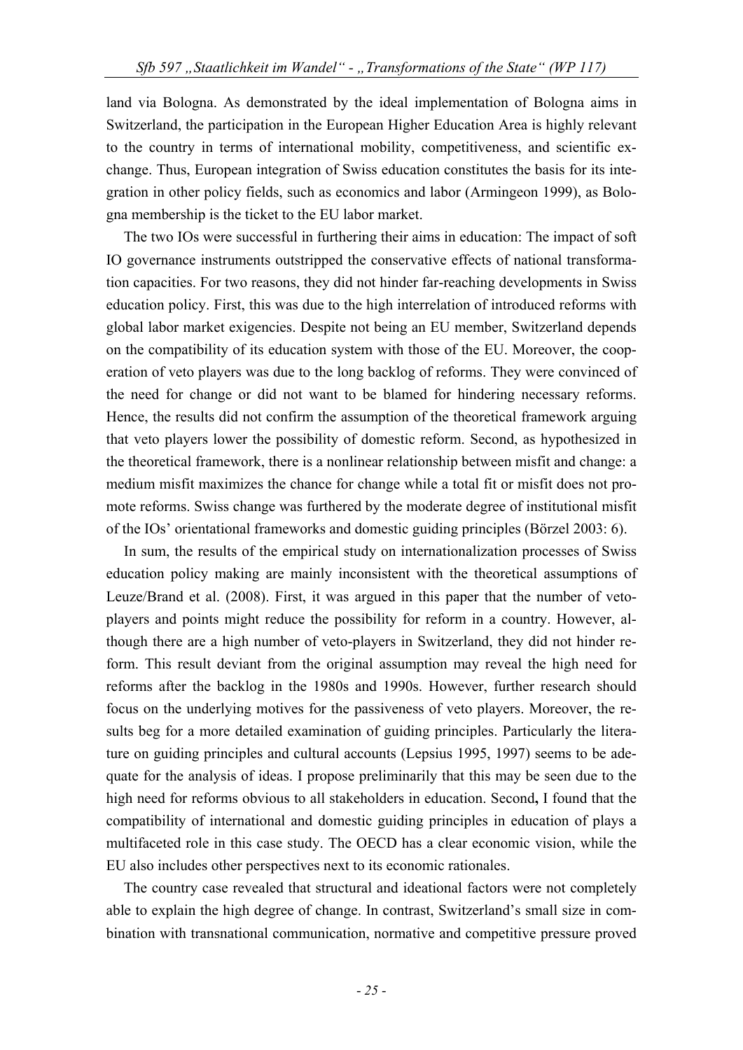land via Bologna. As demonstrated by the ideal implementation of Bologna aims in Switzerland, the participation in the European Higher Education Area is highly relevant to the country in terms of international mobility, competitiveness, and scientific exchange. Thus, European integration of Swiss education constitutes the basis for its integration in other policy fields, such as economics and labor (Armingeon 1999), as Bologna membership is the ticket to the EU labor market.

The two IOs were successful in furthering their aims in education: The impact of soft IO governance instruments outstripped the conservative effects of national transformation capacities. For two reasons, they did not hinder far-reaching developments in Swiss education policy. First, this was due to the high interrelation of introduced reforms with global labor market exigencies. Despite not being an EU member, Switzerland depends on the compatibility of its education system with those of the EU. Moreover, the cooperation of veto players was due to the long backlog of reforms. They were convinced of the need for change or did not want to be blamed for hindering necessary reforms. Hence, the results did not confirm the assumption of the theoretical framework arguing that veto players lower the possibility of domestic reform. Second, as hypothesized in the theoretical framework, there is a nonlinear relationship between misfit and change: a medium misfit maximizes the chance for change while a total fit or misfit does not promote reforms. Swiss change was furthered by the moderate degree of institutional misfit of the IOs' orientational frameworks and domestic guiding principles (Börzel 2003: 6).

In sum, the results of the empirical study on internationalization processes of Swiss education policy making are mainly inconsistent with the theoretical assumptions of Leuze/Brand et al. (2008). First, it was argued in this paper that the number of veto-players and points might reduce the possibility for reform in a country. However, although there are a high number of veto-players in Switzerland, they did not hinder reform. This result deviant from the original assumption may reveal the high need for reforms after the backlog in the 1980s and 1990s. However, further research should focus on the underlying motives for the passiveness of veto players. Moreover, the results beg for a more detailed examination of guiding principles. Particularly the literature on guiding principles and cultural accounts (Lepsius 1995, 1997) seems to be adequate for the analysis of ideas. I propose preliminarily that this may be seen due to the high need for reforms obvious to all stakeholders in education. Second**,** I found that the compatibility of international and domestic guiding principles in education of plays a multifaceted role in this case study. The OECD has a clear economic vision, while the EU also includes other perspectives next to its economic rationales.

The country case revealed that structural and ideational factors were not completely able to explain the high degree of change. In contrast, Switzerland's small size in combination with transnational communication, normative and competitive pressure proved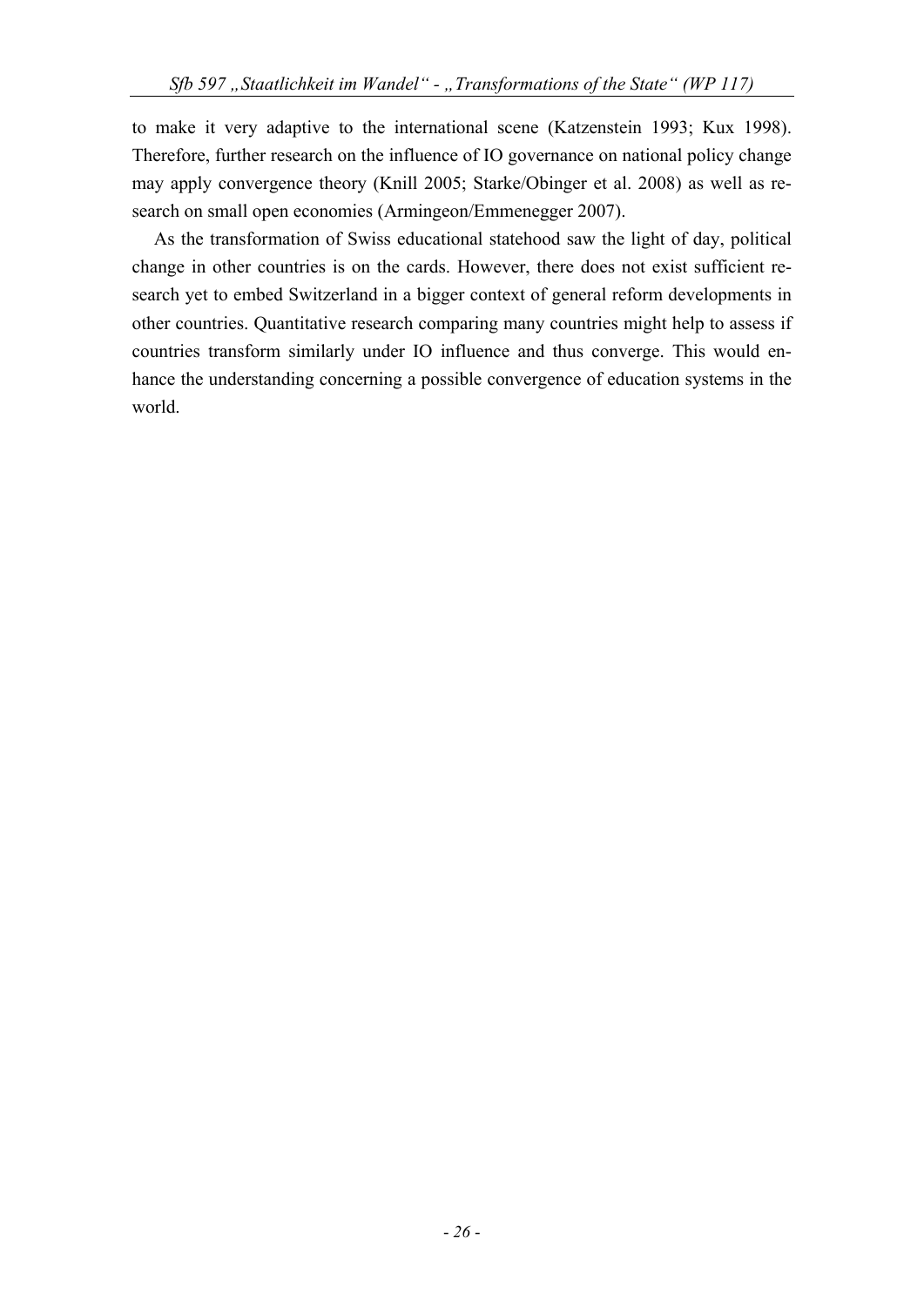to make it very adaptive to the international scene (Katzenstein 1993; Kux 1998). Therefore, further research on the influence of IO governance on national policy change may apply convergence theory (Knill 2005; Starke/Obinger et al. 2008) as well as research on small open economies (Armingeon/Emmenegger 2007).

As the transformation of Swiss educational statehood saw the light of day, political change in other countries is on the cards. However, there does not exist sufficient research yet to embed Switzerland in a bigger context of general reform developments in other countries. Quantitative research comparing many countries might help to assess if countries transform similarly under IO influence and thus converge. This would enhance the understanding concerning a possible convergence of education systems in the world.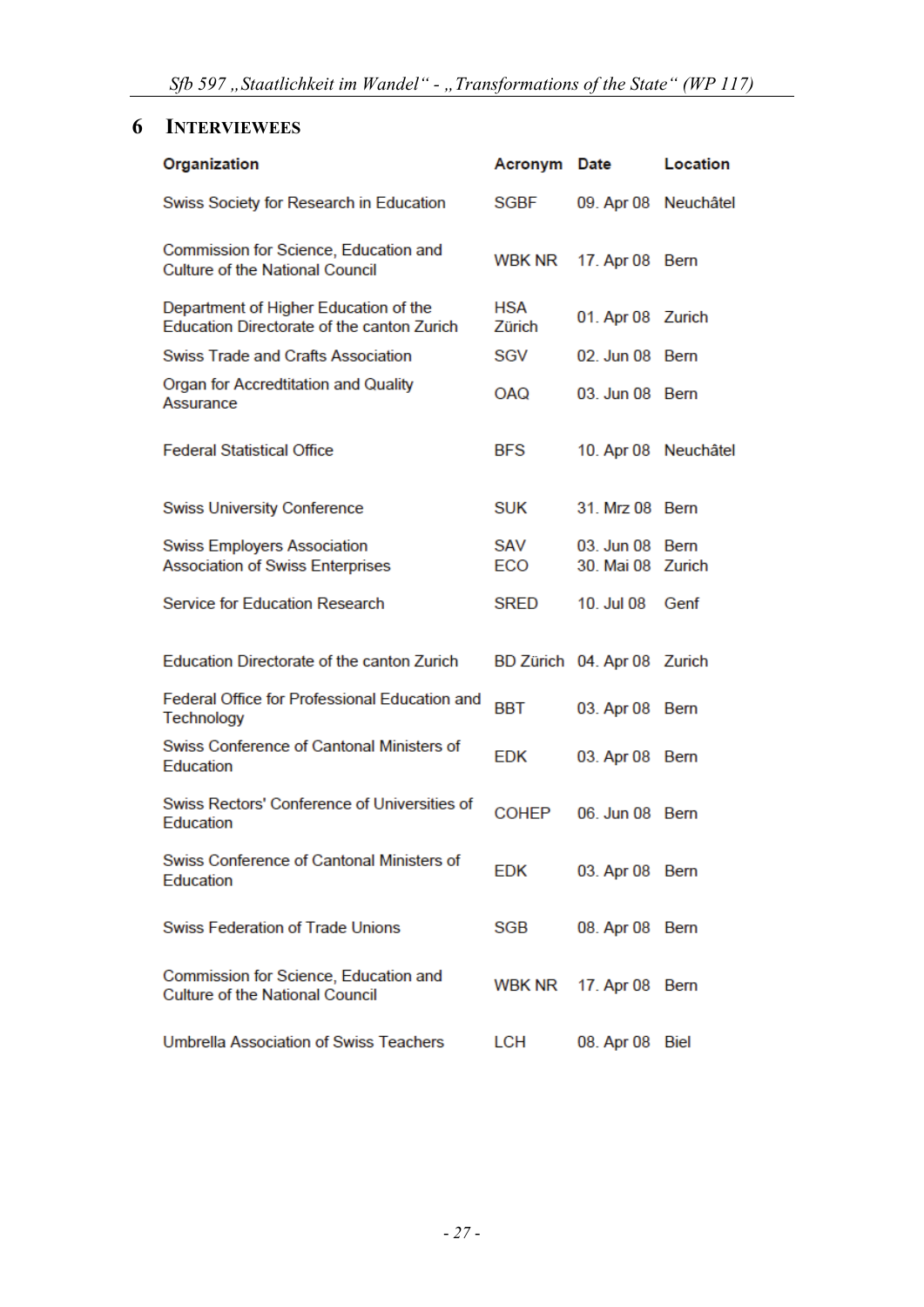# 6 Interviewees

| Organization | Acronym | Date | Location |
|---|---|---|---|
| Swiss Society for Research in Education | SGBF | 09. Apr 08 | Neuchâtel |
| Commission for Science, Education and Culture of the National Council | WBK NR | 17. Apr 08 | Bern |
| Department of Higher Education of the Education Directorate of the canton Zurich | HSA Zürich | 01. Apr 08 | Zurich |
| Swiss Trade and Crafts Association | SGV | 02. Jun 08 | Bern |
| Organ for Accredtitation and Quality Assurance | OAQ | 03. Jun 08 | Bern |
| Federal Statistical Office | BFS | 10. Apr 08 | Neuchâtel |
| Swiss University Conference | SUK | 31. Mrz 08 | Bern |
| Swiss Employers Association<br>Association of Swiss Enterprises | SAV<br>ECO | 03. Jun 08<br>30. Mai 08 | Bern<br>Zurich |
| Service for Education Research | SRED | 10. Jul 08 | Genf |
| Education Directorate of the canton Zurich | BD Zürich | 04. Apr 08 | Zurich |
| Federal Office for Professional Education and Technology | BBT | 03. Apr 08 | Bern |
| Swiss Conference of Cantonal Ministers of Education | EDK | 03. Apr 08 | Bern |
| Swiss Rectors' Conference of Universities of Education | COHEP | 06. Jun 08 | Bern |
| Swiss Conference of Cantonal Ministers of Education | EDK | 03. Apr 08 | Bern |
| Swiss Federation of Trade Unions | SGB | 08. Apr 08 | Bern |
| Commission for Science, Education and Culture of the National Council | WBK NR | 17. Apr 08 | Bern |
| Umbrella Association of Swiss Teachers | LCH | 08. Apr 08 | Biel |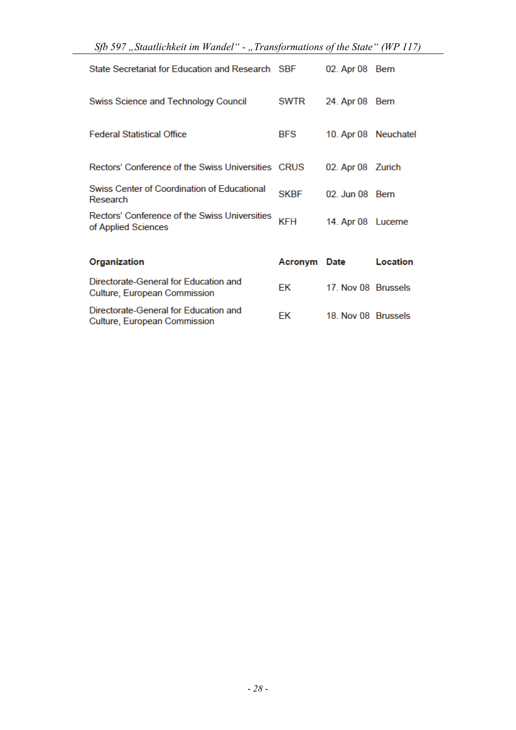| | | | |
|---|---|---|---|
| State Secretariat for Education and Research | SBF | 02. Apr 08 | Bern |
| Swiss Science and Technology Council | SWTR | 24. Apr 08 | Bern |
| Federal Statistical Office | BFS | 10. Apr 08 | Neuchatel |
| Rectors' Conference of the Swiss Universities | CRUS | 02. Apr 08 | Zurich |
| Swiss Center of Coordination of Educational Research | SKBF | 02. Jun 08 | Bern |
| Rectors' Conference of the Swiss Universities of Applied Sciences | KFH | 14. Apr 08 | Lucerne |

| Organization | Acronym | Date | Location |
|---|---|---|---|
| Directorate-General for Education and Culture, European Commission | EK | 17. Nov 08 | Brussels |
| Directorate-General for Education and Culture, European Commission | EK | 18. Nov 08 | Brussels |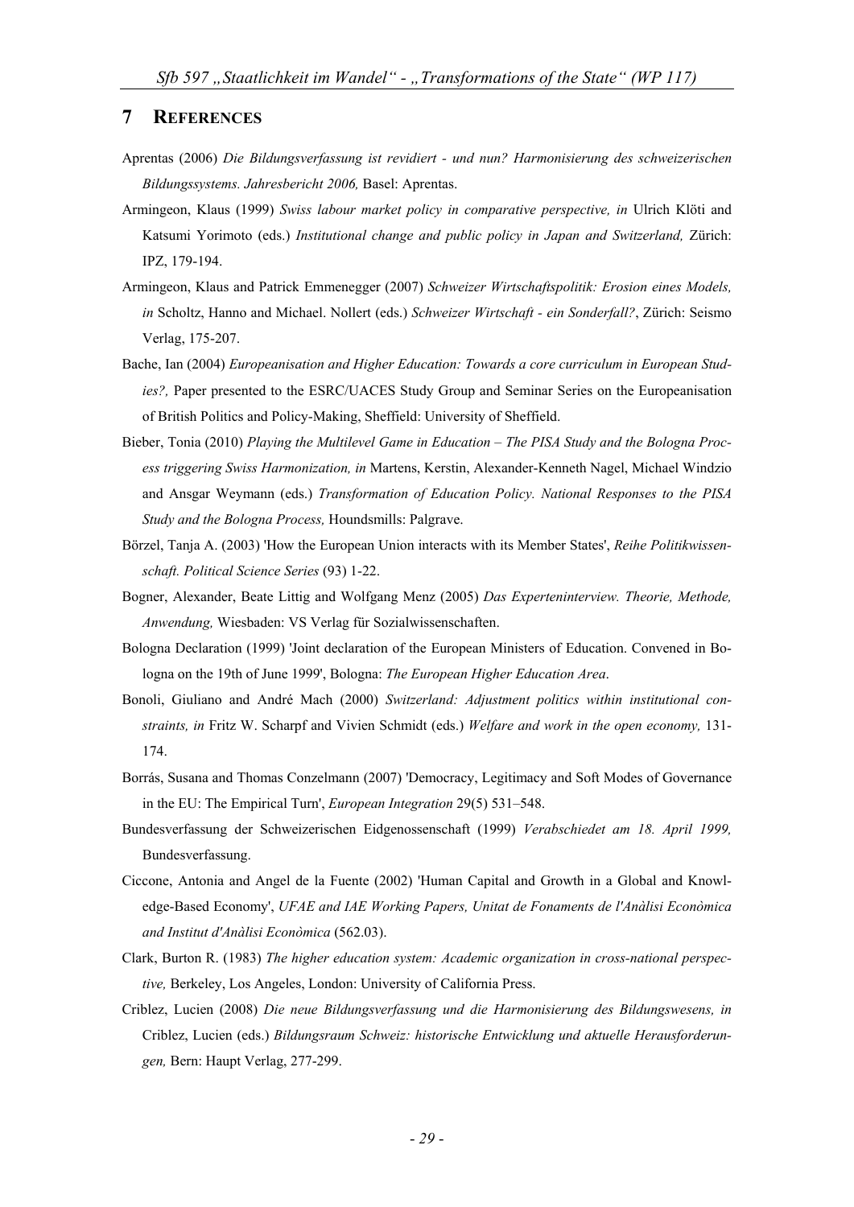## 7 REFERENCES

Aprentas (2006) *Die Bildungsverfassung ist revidiert - und nun? Harmonisierung des schweizerischen Bildungssystems. Jahresbericht 2006,* Basel: Aprentas.

Armingeon, Klaus (1999) *Swiss labour market policy in comparative perspective, in* Ulrich Klöti and Katsumi Yorimoto (eds.) *Institutional change and public policy in Japan and Switzerland,* Zürich: IPZ, 179-194.

Armingeon, Klaus and Patrick Emmenegger (2007) *Schweizer Wirtschaftspolitik: Erosion eines Models, in* Scholtz, Hanno and Michael. Nollert (eds.) *Schweizer Wirtschaft - ein Sonderfall?*, Zürich: Seismo Verlag, 175-207.

Bache, Ian (2004) *Europeanisation and Higher Education: Towards a core curriculum in European Studies?,* Paper presented to the ESRC/UACES Study Group and Seminar Series on the Europeanisation of British Politics and Policy-Making, Sheffield: University of Sheffield.

Bieber, Tonia (2010) *Playing the Multilevel Game in Education – The PISA Study and the Bologna Process triggering Swiss Harmonization, in* Martens, Kerstin, Alexander-Kenneth Nagel, Michael Windzio and Ansgar Weymann (eds.) *Transformation of Education Policy. National Responses to the PISA Study and the Bologna Process,* Houndsmills: Palgrave.

Börzel, Tanja A. (2003) 'How the European Union interacts with its Member States', *Reihe Politikwissenschaft. Political Science Series* (93) 1-22.

Bogner, Alexander, Beate Littig and Wolfgang Menz (2005) *Das Experteninterview. Theorie, Methode, Anwendung,* Wiesbaden: VS Verlag für Sozialwissenschaften.

Bologna Declaration (1999) 'Joint declaration of the European Ministers of Education. Convened in Bologna on the 19th of June 1999', Bologna: *The European Higher Education Area*.

Bonoli, Giuliano and André Mach (2000) *Switzerland: Adjustment politics within institutional constraints, in* Fritz W. Scharpf and Vivien Schmidt (eds.) *Welfare and work in the open economy,* 131-174.

Borrás, Susana and Thomas Conzelmann (2007) 'Democracy, Legitimacy and Soft Modes of Governance in the EU: The Empirical Turn', *European Integration* 29(5) 531–548.

Bundesverfassung der Schweizerischen Eidgenossenschaft (1999) *Verabschiedet am 18. April 1999,* Bundesverfassung.

Ciccone, Antonia and Angel de la Fuente (2002) 'Human Capital and Growth in a Global and Knowledge-Based Economy', *UFAE and IAE Working Papers, Unitat de Fonaments de l'Anàlisi Econòmica and Institut d'Anàlisi Econòmica* (562.03).

Clark, Burton R. (1983) *The higher education system: Academic organization in cross-national perspective,* Berkeley, Los Angeles, London: University of California Press.

Criblez, Lucien (2008) *Die neue Bildungsverfassung und die Harmonisierung des Bildungswesens, in* Criblez, Lucien (eds.) *Bildungsraum Schweiz: historische Entwicklung und aktuelle Herausforderungen,* Bern: Haupt Verlag, 277-299.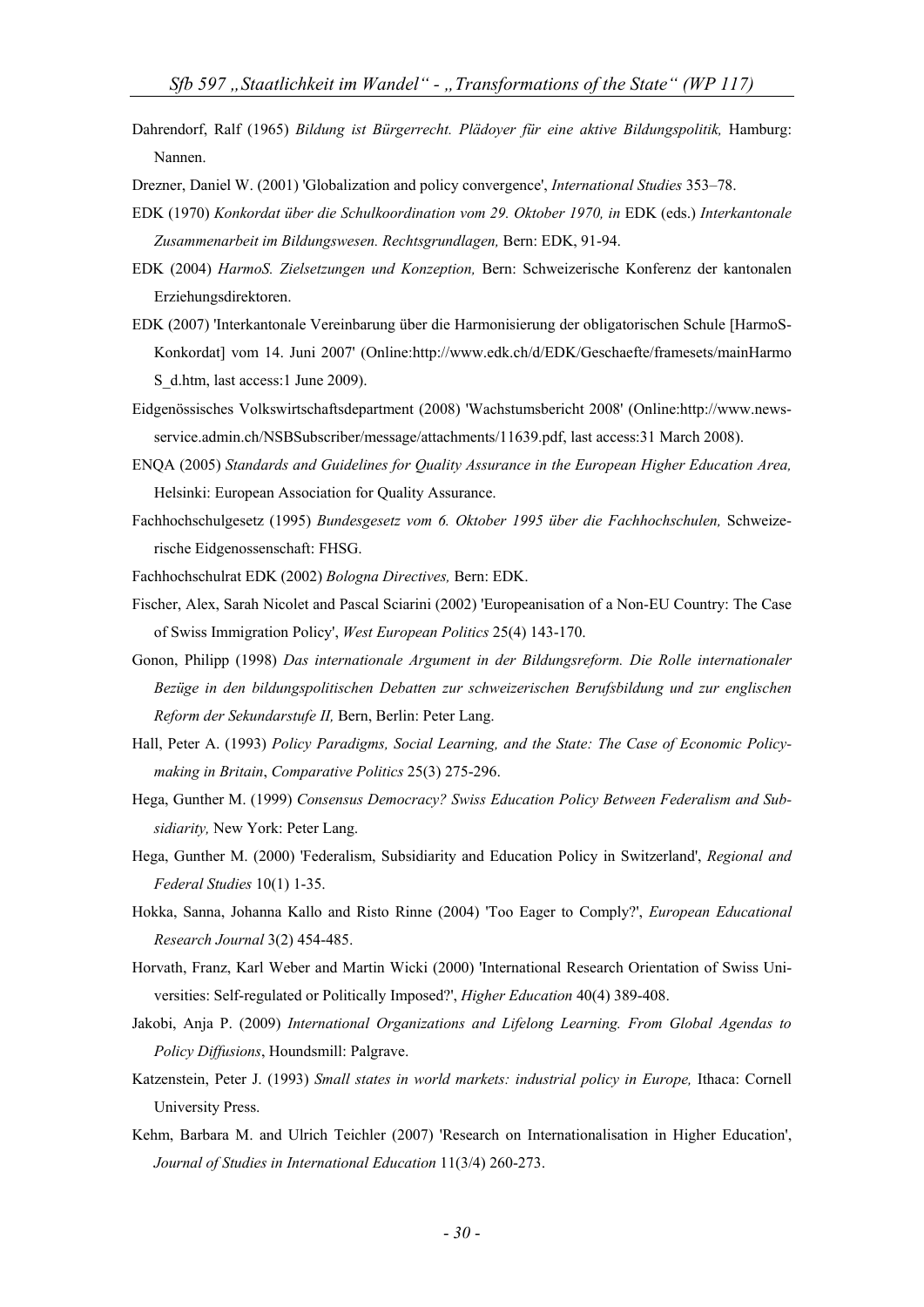Dahrendorf, Ralf (1965) *Bildung ist Bürgerrecht. Plädoyer für eine aktive Bildungspolitik,* Hamburg: Nannen.

Drezner, Daniel W. (2001) 'Globalization and policy convergence', *International Studies* 353–78.

EDK (1970) *Konkordat über die Schulkoordination vom 29. Oktober 1970, in* EDK (eds.) *Interkantonale Zusammenarbeit im Bildungswesen. Rechtsgrundlagen,* Bern: EDK, 91-94.

EDK (2004) *HarmoS. Zielsetzungen und Konzeption,* Bern: Schweizerische Konferenz der kantonalen Erziehungsdirektoren.

EDK (2007) 'Interkantonale Vereinbarung über die Harmonisierung der obligatorischen Schule [HarmoS-Konkordat] vom 14. Juni 2007' (Online:http://www.edk.ch/d/EDK/Geschaefte/framesets/mainHarmoS_d.htm, last access:1 June 2009).

Eidgenössisches Volkswirtschaftsdepartment (2008) 'Wachstumsbericht 2008' (Online:http://www.news-service.admin.ch/NSBSubscriber/message/attachments/11639.pdf, last access:31 March 2008).

ENQA (2005) *Standards and Guidelines for Quality Assurance in the European Higher Education Area,* Helsinki: European Association for Quality Assurance.

Fachhochschulgesetz (1995) *Bundesgesetz vom 6. Oktober 1995 über die Fachhochschulen,* Schweizerische Eidgenossenschaft: FHSG.

Fachhochschulrat EDK (2002) *Bologna Directives,* Bern: EDK.

Fischer, Alex, Sarah Nicolet and Pascal Sciarini (2002) 'Europeanisation of a Non-EU Country: The Case of Swiss Immigration Policy', *West European Politics* 25(4) 143-170.

Gonon, Philipp (1998) *Das internationale Argument in der Bildungsreform. Die Rolle internationaler Bezüge in den bildungspolitischen Debatten zur schweizerischen Berufsbildung und zur englischen Reform der Sekundarstufe II,* Bern, Berlin: Peter Lang.

Hall, Peter A. (1993) *Policy Paradigms, Social Learning, and the State: The Case of Economic Policy-making in Britain*, *Comparative Politics* 25(3) 275-296.

Hega, Gunther M. (1999) *Consensus Democracy? Swiss Education Policy Between Federalism and Subsidiarity,* New York: Peter Lang.

Hega, Gunther M. (2000) 'Federalism, Subsidiarity and Education Policy in Switzerland', *Regional and Federal Studies* 10(1) 1-35.

Hokka, Sanna, Johanna Kallo and Risto Rinne (2004) 'Too Eager to Comply?', *European Educational Research Journal* 3(2) 454-485.

Horvath, Franz, Karl Weber and Martin Wicki (2000) 'International Research Orientation of Swiss Universities: Self-regulated or Politically Imposed?', *Higher Education* 40(4) 389-408.

Jakobi, Anja P. (2009) *International Organizations and Lifelong Learning. From Global Agendas to Policy Diffusions*, Houndsmill: Palgrave.

Katzenstein, Peter J. (1993) *Small states in world markets: industrial policy in Europe,* Ithaca: Cornell University Press.

Kehm, Barbara M. and Ulrich Teichler (2007) 'Research on Internationalisation in Higher Education', *Journal of Studies in International Education* 11(3/4) 260-273.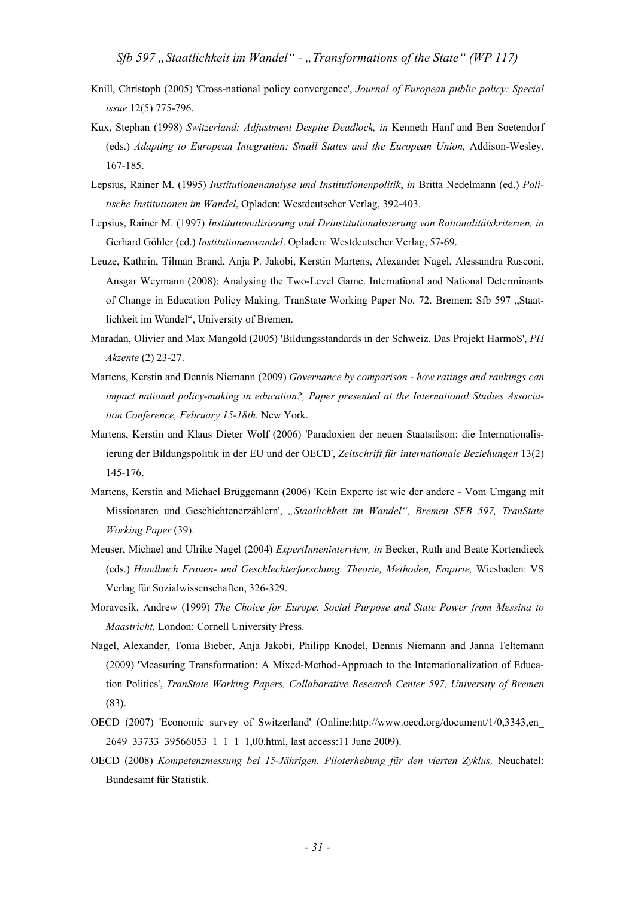Knill, Christoph (2005) 'Cross-national policy convergence', *Journal of European public policy: Special issue* 12(5) 775-796.

Kux, Stephan (1998) *Switzerland: Adjustment Despite Deadlock, in* Kenneth Hanf and Ben Soetendorf (eds.) *Adapting to European Integration: Small States and the European Union,* Addison-Wesley, 167-185.

Lepsius, Rainer M. (1995) *Institutionenanalyse und Institutionenpolitik*, *in* Britta Nedelmann (ed.) *Politische Institutionen im Wandel*, Opladen: Westdeutscher Verlag, 392-403.

Lepsius, Rainer M. (1997) *Institutionalisierung und Deinstitutionalisierung von Rationalitätskriterien, in* Gerhard Göhler (ed.) *Institutionenwandel*. Opladen: Westdeutscher Verlag, 57-69.

Leuze, Kathrin, Tilman Brand, Anja P. Jakobi, Kerstin Martens, Alexander Nagel, Alessandra Rusconi, Ansgar Weymann (2008): Analysing the Two-Level Game. International and National Determinants of Change in Education Policy Making. TranState Working Paper No. 72. Bremen: Sfb 597 „Staatlichkeit im Wandel", University of Bremen.

Maradan, Olivier and Max Mangold (2005) 'Bildungsstandards in der Schweiz. Das Projekt HarmoS', *PH Akzente* (2) 23-27.

Martens, Kerstin and Dennis Niemann (2009) *Governance by comparison - how ratings and rankings can impact national policy-making in education?, Paper presented at the International Studies Association Conference, February 15-18th.* New York.

Martens, Kerstin and Klaus Dieter Wolf (2006) 'Paradoxien der neuen Staatsräson: die Internationalisierung der Bildungspolitik in der EU und der OECD', *Zeitschrift für internationale Beziehungen* 13(2) 145-176.

Martens, Kerstin and Michael Brüggemann (2006) 'Kein Experte ist wie der andere - Vom Umgang mit Missionaren und Geschichtenerzählern', *„Staatlichkeit im Wandel", Bremen SFB 597, TranState Working Paper* (39).

Meuser, Michael and Ulrike Nagel (2004) *ExpertInneninterview, in* Becker, Ruth and Beate Kortendieck (eds.) *Handbuch Frauen- und Geschlechterforschung. Theorie, Methoden, Empirie,* Wiesbaden: VS Verlag für Sozialwissenschaften, 326-329.

Moravcsik, Andrew (1999) *The Choice for Europe. Social Purpose and State Power from Messina to Maastricht,* London: Cornell University Press.

Nagel, Alexander, Tonia Bieber, Anja Jakobi, Philipp Knodel, Dennis Niemann and Janna Teltemann (2009) 'Measuring Transformation: A Mixed-Method-Approach to the Internationalization of Education Politics', *TranState Working Papers, Collaborative Research Center 597, University of Bremen* (83).

OECD (2007) 'Economic survey of Switzerland' (Online:http://www.oecd.org/document/1/0,3343,en_2649_33733_39566053_1_1_1_1,00.html, last access:11 June 2009).

OECD (2008) *Kompetenzmessung bei 15-Jährigen. Piloterhebung für den vierten Zyklus,* Neuchatel: Bundesamt für Statistik.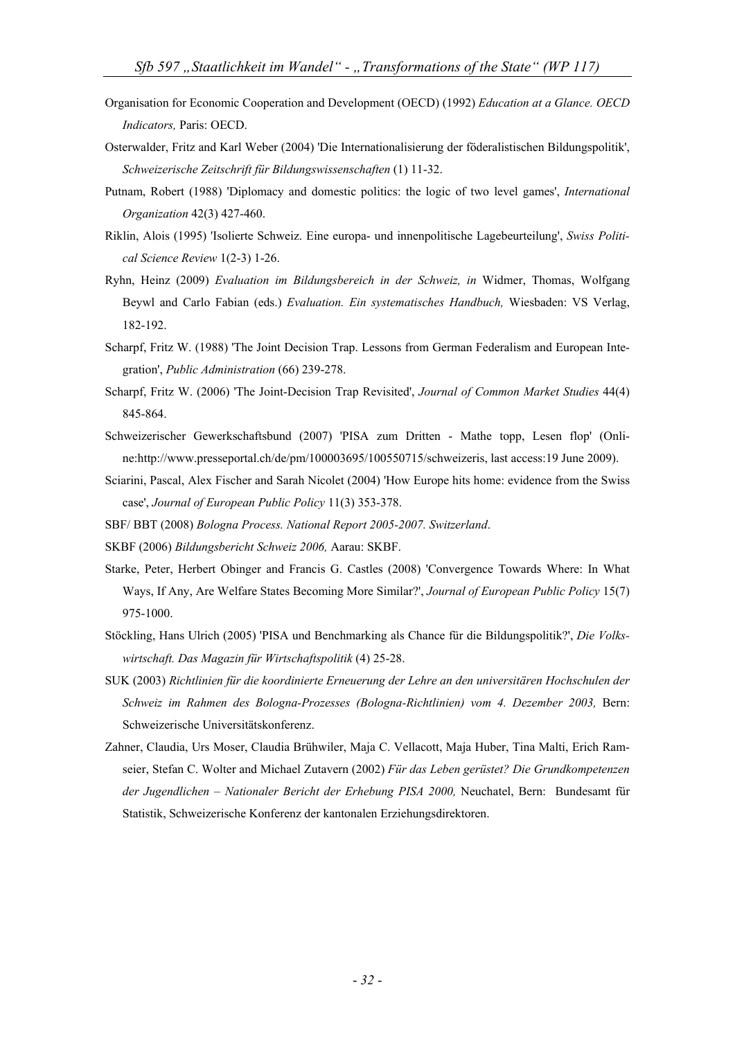Organisation for Economic Cooperation and Development (OECD) (1992) *Education at a Glance. OECD Indicators,* Paris: OECD.

Osterwalder, Fritz and Karl Weber (2004) 'Die Internationalisierung der föderalistischen Bildungspolitik', *Schweizerische Zeitschrift für Bildungswissenschaften* (1) 11-32.

Putnam, Robert (1988) 'Diplomacy and domestic politics: the logic of two level games', *International Organization* 42(3) 427-460.

Riklin, Alois (1995) 'Isolierte Schweiz. Eine europa- und innenpolitische Lagebeurteilung', *Swiss Political Science Review* 1(2-3) 1-26.

Ryhn, Heinz (2009) *Evaluation im Bildungsbereich in der Schweiz, in* Widmer, Thomas, Wolfgang Beywl and Carlo Fabian (eds.) *Evaluation. Ein systematisches Handbuch,* Wiesbaden: VS Verlag, 182-192.

Scharpf, Fritz W. (1988) 'The Joint Decision Trap. Lessons from German Federalism and European Integration', *Public Administration* (66) 239-278.

Scharpf, Fritz W. (2006) 'The Joint-Decision Trap Revisited', *Journal of Common Market Studies* 44(4) 845-864.

Schweizerischer Gewerkschaftsbund (2007) 'PISA zum Dritten - Mathe topp, Lesen flop' (Online:http://www.presseportal.ch/de/pm/100003695/100550715/schweizeris, last access:19 June 2009).

Sciarini, Pascal, Alex Fischer and Sarah Nicolet (2004) 'How Europe hits home: evidence from the Swiss case', *Journal of European Public Policy* 11(3) 353-378.

SBF/ BBT (2008) *Bologna Process. National Report 2005-2007. Switzerland*.

SKBF (2006) *Bildungsbericht Schweiz 2006,* Aarau: SKBF.

Starke, Peter, Herbert Obinger and Francis G. Castles (2008) 'Convergence Towards Where: In What Ways, If Any, Are Welfare States Becoming More Similar?', *Journal of European Public Policy* 15(7) 975-1000.

Stöckling, Hans Ulrich (2005) 'PISA und Benchmarking als Chance für die Bildungspolitik?', *Die Volkswirtschaft. Das Magazin für Wirtschaftspolitik* (4) 25-28.

SUK (2003) *Richtlinien für die koordinierte Erneuerung der Lehre an den universitären Hochschulen der Schweiz im Rahmen des Bologna-Prozesses (Bologna-Richtlinien) vom 4. Dezember 2003,* Bern: Schweizerische Universitätskonferenz.

Zahner, Claudia, Urs Moser, Claudia Brühwiler, Maja C. Vellacott, Maja Huber, Tina Malti, Erich Ramseier, Stefan C. Wolter and Michael Zutavern (2002) *Für das Leben gerüstet? Die Grundkompetenzen der Jugendlichen – Nationaler Bericht der Erhebung PISA 2000,* Neuchatel, Bern: Bundesamt für Statistik, Schweizerische Konferenz der kantonalen Erziehungsdirektoren.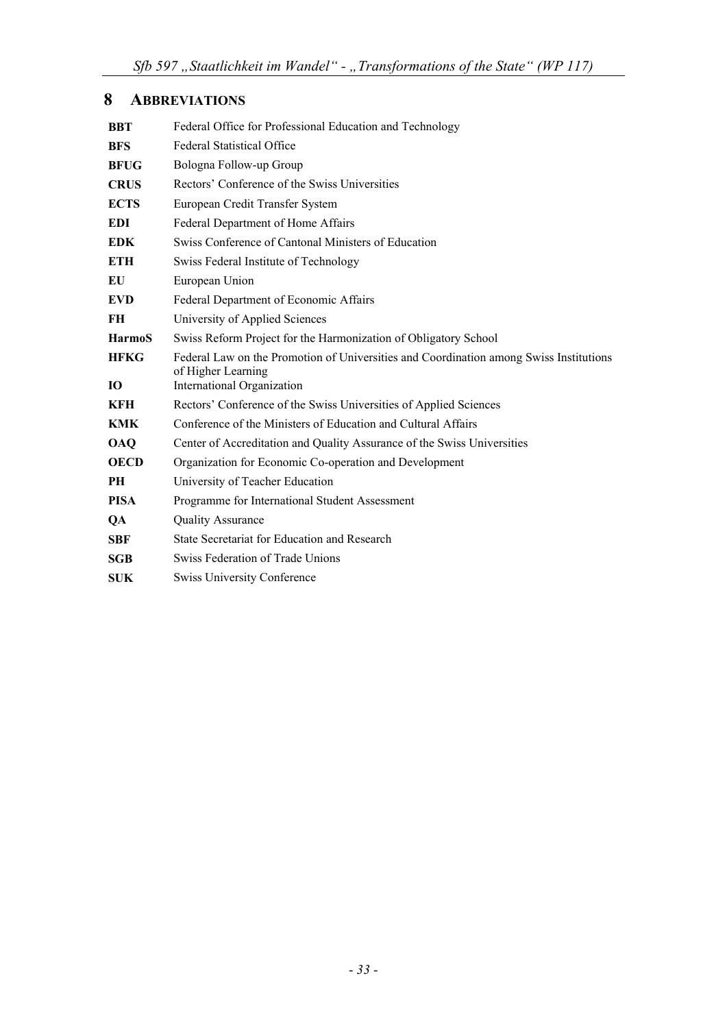# 8 ABBREVIATIONS

| | |
|---|---|
| **BBT** | Federal Office for Professional Education and Technology |
| **BFS** | Federal Statistical Office |
| **BFUG** | Bologna Follow-up Group |
| **CRUS** | Rectors' Conference of the Swiss Universities |
| **ECTS** | European Credit Transfer System |
| **EDI** | Federal Department of Home Affairs |
| **EDK** | Swiss Conference of Cantonal Ministers of Education |
| **ETH** | Swiss Federal Institute of Technology |
| **EU** | European Union |
| **EVD** | Federal Department of Economic Affairs |
| **FH** | University of Applied Sciences |
| **HarmoS** | Swiss Reform Project for the Harmonization of Obligatory School |
| **HFKG** | Federal Law on the Promotion of Universities and Coordination among Swiss Institutions of Higher Learning |
| **IO** | International Organization |
| **KFH** | Rectors' Conference of the Swiss Universities of Applied Sciences |
| **KMK** | Conference of the Ministers of Education and Cultural Affairs |
| **OAQ** | Center of Accreditation and Quality Assurance of the Swiss Universities |
| **OECD** | Organization for Economic Co-operation and Development |
| **PH** | University of Teacher Education |
| **PISA** | Programme for International Student Assessment |
| **QA** | Quality Assurance |
| **SBF** | State Secretariat for Education and Research |
| **SGB** | Swiss Federation of Trade Unions |
| **SUK** | Swiss University Conference |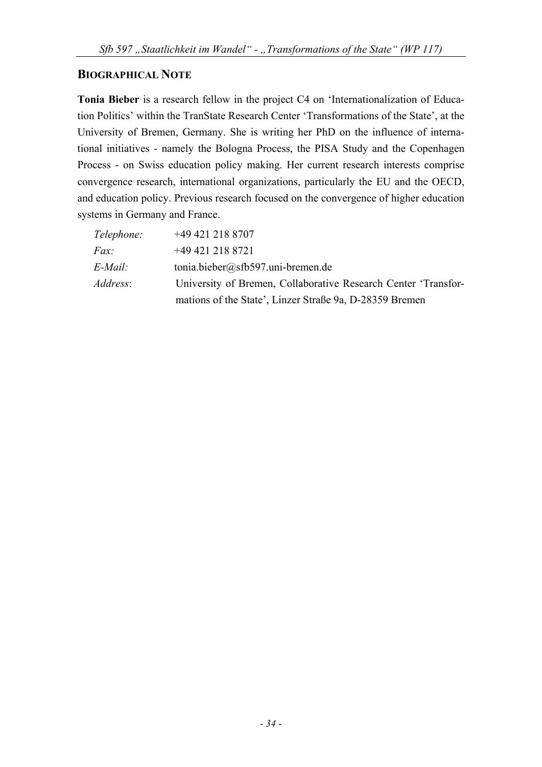## Biographical Note

**Tonia Bieber** is a research fellow in the project C4 on 'Internationalization of Education Politics' within the TranState Research Center 'Transformations of the State', at the University of Bremen, Germany. She is writing her PhD on the influence of international initiatives - namely the Bologna Process, the PISA Study and the Copenhagen Process - on Swiss education policy making. Her current research interests comprise convergence research, international organizations, particularly the EU and the OECD, and education policy. Previous research focused on the convergence of higher education systems in Germany and France.

| | |
|---|---|
| *Telephone:* | +49 421 218 8707 |
| *Fax:* | +49 421 218 8721 |
| *E-Mail:* | tonia.bieber@sfb597.uni-bremen.de |
| *Address*: | University of Bremen, Collaborative Research Center 'Transformations of the State', Linzer Straße 9a, D-28359 Bremen |